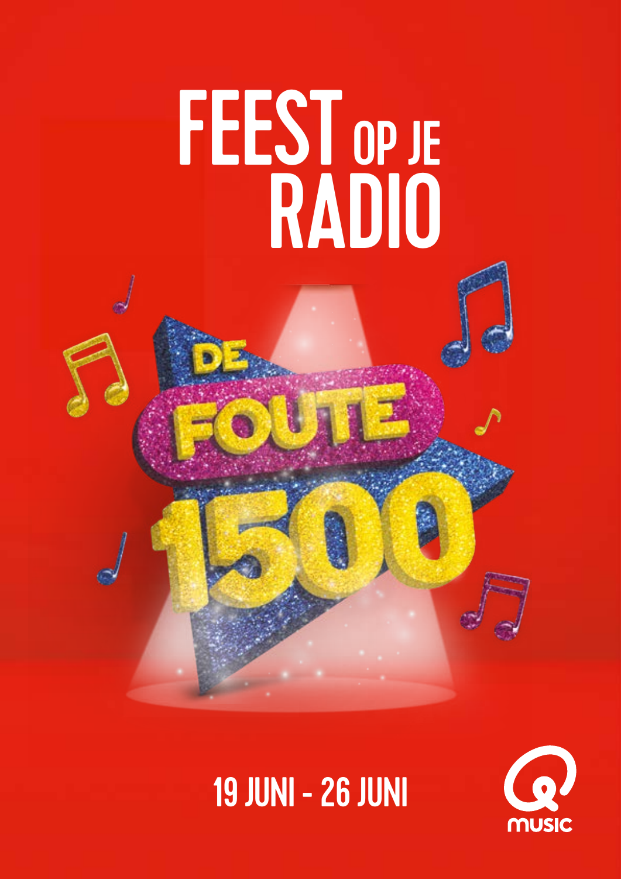# FEEST OP JE RADIO

DE FOUTE 1500

19 JUNI - 26 JUNI

Q music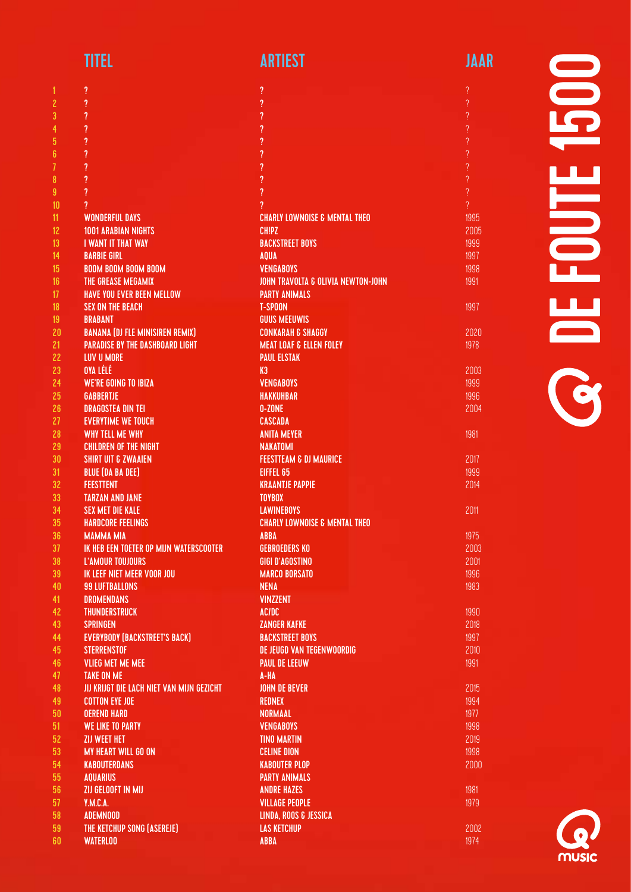# DE FOUTE 1500

| | TITEL | ARTIEST | JAAR |
|---|---|---|---|
| 1 | ? | ? | ? |
| 2 | ? | ? | ? |
| 3 | ? | ? | ? |
| 4 | ? | ? | ? |
| 5 | ? | ? | ? |
| 6 | ? | ? | ? |
| 7 | ? | ? | ? |
| 8 | ? | ? | ? |
| 9 | ? | ? | ? |
| 10 | ? | ? | ? |
| 11 | WONDERFUL DAYS | CHARLY LOWNOISE & MENTAL THEO | 1995 |
| 12 | 1001 ARABIAN NIGHTS | CH!PZ | 2005 |
| 13 | I WANT IT THAT WAY | BACKSTREET BOYS | 1999 |
| 14 | BARBIE GIRL | AQUA | 1997 |
| 15 | BOOM BOOM BOOM BOOM | VENGABOYS | 1998 |
| 16 | THE GREASE MEGAMIX | JOHN TRAVOLTA & OLIVIA NEWTON-JOHN | 1991 |
| 17 | HAVE YOU EVER BEEN MELLOW | PARTY ANIMALS | |
| 18 | SEX ON THE BEACH | T-SPOON | 1997 |
| 19 | BRABANT | GUUS MEEUWIS | |
| 20 | BANANA (DJ FLE MINISIREN REMIX) | CONKARAH & SHAGGY | 2020 |
| 21 | PARADISE BY THE DASHBOARD LIGHT | MEAT LOAF & ELLEN FOLEY | 1978 |
| 22 | LUV U MORE | PAUL ELSTAK | |
| 23 | OYA LÉLÉ | K3 | 2003 |
| 24 | WE'RE GOING TO IBIZA | VENGABOYS | 1999 |
| 25 | GABBERTJE | HAKKUHBAR | 1996 |
| 26 | DRAGOSTEA DIN TEI | O-ZONE | 2004 |
| 27 | EVERYTIME WE TOUCH | CASCADA | |
| 28 | WHY TELL ME WHY | ANITA MEYER | 1981 |
| 29 | CHILDREN OF THE NIGHT | NAKATOMI | |
| 30 | SHIRT UIT & ZWAAIEN | FEESTTEAM & DJ MAURICE | 2017 |
| 31 | BLUE (DA BA DEE) | EIFFEL 65 | 1999 |
| 32 | FEESTTENT | KRAANTJE PAPPIE | 2014 |
| 33 | TARZAN AND JANE | TOYBOX | |
| 34 | SEX MET DIE KALE | LAWINEBOYS | 2011 |
| 35 | HARDCORE FEELINGS | CHARLY LOWNOISE & MENTAL THEO | |
| 36 | MAMMA MIA | ABBA | 1975 |
| 37 | IK HEB EEN TOETER OP MIJN WATERSCOOTER | GEBROEDERS KO | 2003 |
| 38 | L'AMOUR TOUJOURS | GIGI D'AGOSTINO | 2001 |
| 39 | IK LEEF NIET MEER VOOR JOU | MARCO BORSATO | 1996 |
| 40 | 99 LUFTBALLONS | NENA | 1983 |
| 41 | DROMENDANS | VINZZENT | |
| 42 | THUNDERSTRUCK | AC/DC | 1990 |
| 43 | SPRINGEN | ZANGER KAFKE | 2018 |
| 44 | EVERYBODY (BACKSTREET'S BACK) | BACKSTREET BOYS | 1997 |
| 45 | STERRENSTOF | DE JEUGD VAN TEGENWOORDIG | 2010 |
| 46 | VLIEG MET ME MEE | PAUL DE LEEUW | 1991 |
| 47 | TAKE ON ME | A-HA | |
| 48 | JIJ KRIJGT DIE LACH NIET VAN MIJN GEZICHT | JOHN DE BEVER | 2015 |
| 49 | COTTON EYE JOE | REDNEX | 1994 |
| 50 | OEREND HARD | NORMAAL | 1977 |
| 51 | WE LIKE TO PARTY | VENGABOYS | 1998 |
| 52 | ZIJ WEET HET | TINO MARTIN | 2019 |
| 53 | MY HEART WILL GO ON | CELINE DION | 1998 |
| 54 | KABOUTERDANS | KABOUTER PLOP | 2000 |
| 55 | AQUARIUS | PARTY ANIMALS | |
| 56 | ZIJ GELOOFT IN MIJ | ANDRE HAZES | 1981 |
| 57 | Y.M.C.A. | VILLAGE PEOPLE | 1979 |
| 58 | ADEMNOOD | LINDA, ROOS & JESSICA | |
| 59 | THE KETCHUP SONG (ASEREJE) | LAS KETCHUP | 2002 |
| 60 | WATERLOO | ABBA | 1974 |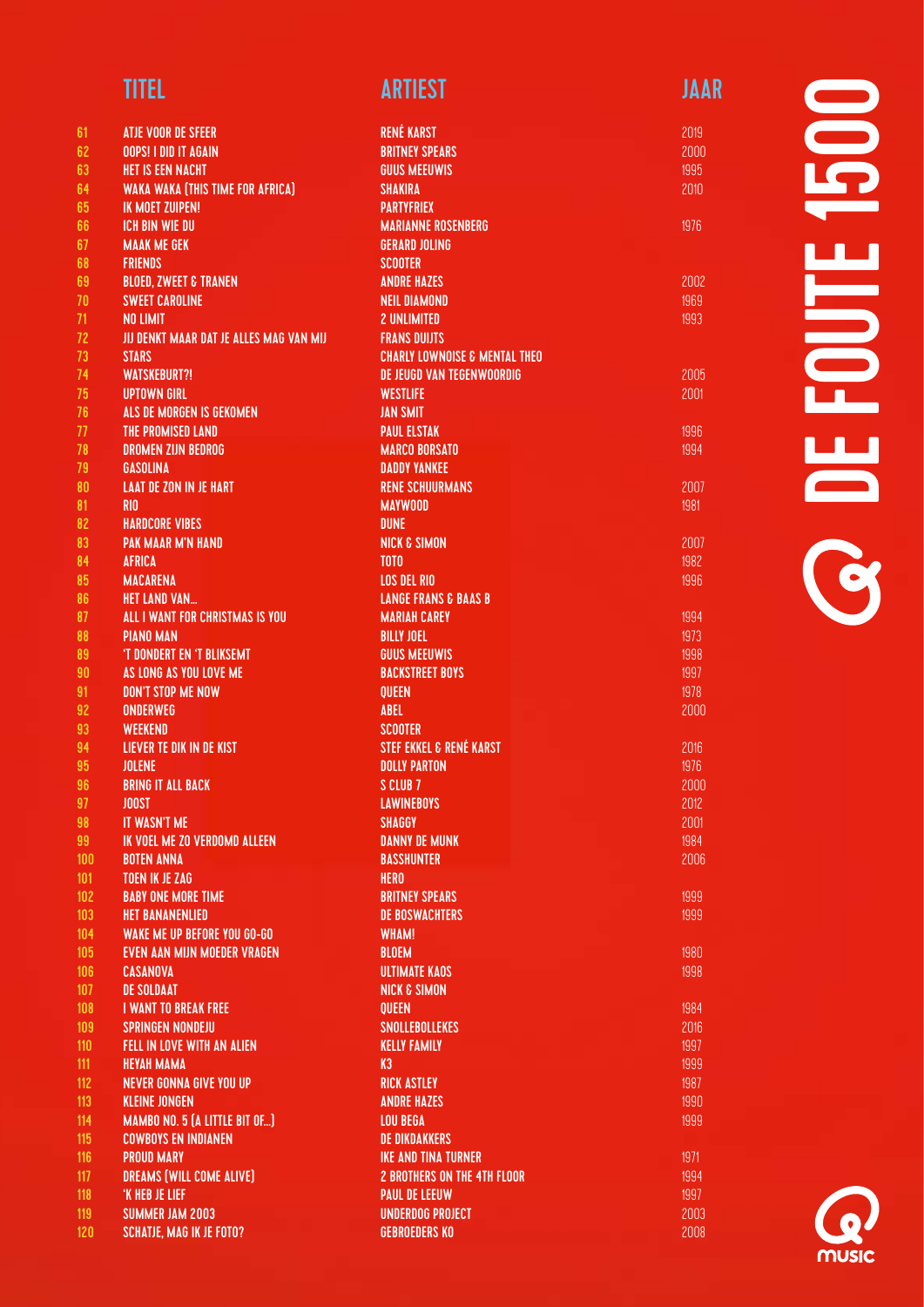# DE FOUTE 1500

|  | TITEL | ARTIEST | JAAR |
|---|---|---|---|
| 61 | ATJE VOOR DE SFEER | RENÉ KARST | 2019 |
| 62 | OOPS! I DID IT AGAIN | BRITNEY SPEARS | 2000 |
| 63 | HET IS EEN NACHT | GUUS MEEUWIS | 1995 |
| 64 | WAKA WAKA (THIS TIME FOR AFRICA) | SHAKIRA | 2010 |
| 65 | IK MOET ZUIPEN! | PARTYFRIEX |  |
| 66 | ICH BIN WIE DU | MARIANNE ROSENBERG | 1976 |
| 67 | MAAK ME GEK | GERARD JOLING |  |
| 68 | FRIENDS | SCOOTER |  |
| 69 | BLOED, ZWEET & TRANEN | ANDRE HAZES | 2002 |
| 70 | SWEET CAROLINE | NEIL DIAMOND | 1969 |
| 71 | NO LIMIT | 2 UNLIMITED | 1993 |
| 72 | JIJ DENKT MAAR DAT JE ALLES MAG VAN MIJ | FRANS DUIJTS |  |
| 73 | STARS | CHARLY LOWNOISE & MENTAL THEO |  |
| 74 | WATSKEBURT?! | DE JEUGD VAN TEGENWOORDIG | 2005 |
| 75 | UPTOWN GIRL | WESTLIFE | 2001 |
| 76 | ALS DE MORGEN IS GEKOMEN | JAN SMIT |  |
| 77 | THE PROMISED LAND | PAUL ELSTAK | 1996 |
| 78 | DROMEN ZIJN BEDROG | MARCO BORSATO | 1994 |
| 79 | GASOLINA | DADDY YANKEE |  |
| 80 | LAAT DE ZON IN JE HART | RENE SCHUURMANS | 2007 |
| 81 | RIO | MAYWOOD | 1981 |
| 82 | HARDCORE VIBES | DUNE |  |
| 83 | PAK MAAR M'N HAND | NICK & SIMON | 2007 |
| 84 | AFRICA | TOTO | 1982 |
| 85 | MACARENA | LOS DEL RIO | 1996 |
| 86 | HET LAND VAN... | LANGE FRANS & BAAS B |  |
| 87 | ALL I WANT FOR CHRISTMAS IS YOU | MARIAH CAREY | 1994 |
| 88 | PIANO MAN | BILLY JOEL | 1973 |
| 89 | 'T DONDERT EN 'T BLIKSEMT | GUUS MEEUWIS | 1998 |
| 90 | AS LONG AS YOU LOVE ME | BACKSTREET BOYS | 1997 |
| 91 | DON'T STOP ME NOW | QUEEN | 1978 |
| 92 | ONDERWEG | ABEL | 2000 |
| 93 | WEEKEND | SCOOTER |  |
| 94 | LIEVER TE DIK IN DE KIST | STEF EKKEL & RENÉ KARST | 2016 |
| 95 | JOLENE | DOLLY PARTON | 1976 |
| 96 | BRING IT ALL BACK | S CLUB 7 | 2000 |
| 97 | JOOST | LAWINEBOYS | 2012 |
| 98 | IT WASN'T ME | SHAGGY | 2001 |
| 99 | IK VOEL ME ZO VERDOMD ALLEEN | DANNY DE MUNK | 1984 |
| 100 | BOTEN ANNA | BASSHUNTER | 2006 |
| 101 | TOEN IK JE ZAG | HERO |  |
| 102 | BABY ONE MORE TIME | BRITNEY SPEARS | 1999 |
| 103 | HET BANANENLIED | DE BOSWACHTERS | 1999 |
| 104 | WAKE ME UP BEFORE YOU GO-GO | WHAM! |  |
| 105 | EVEN AAN MIJN MOEDER VRAGEN | BLOEM | 1980 |
| 106 | CASANOVA | ULTIMATE KAOS | 1998 |
| 107 | DE SOLDAAT | NICK & SIMON |  |
| 108 | I WANT TO BREAK FREE | QUEEN | 1984 |
| 109 | SPRINGEN NONDEJU | SNOLLEBOLLEKES | 2016 |
| 110 | FELL IN LOVE WITH AN ALIEN | KELLY FAMILY | 1997 |
| 111 | HEYAH MAMA | K3 | 1999 |
| 112 | NEVER GONNA GIVE YOU UP | RICK ASTLEY | 1987 |
| 113 | KLEINE JONGEN | ANDRE HAZES | 1990 |
| 114 | MAMBO NO. 5 (A LITTLE BIT OF...) | LOU BEGA | 1999 |
| 115 | COWBOYS EN INDIANEN | DE DIKDAKKERS |  |
| 116 | PROUD MARY | IKE AND TINA TURNER | 1971 |
| 117 | DREAMS (WILL COME ALIVE) | 2 BROTHERS ON THE 4TH FLOOR | 1994 |
| 118 | 'K HEB JE LIEF | PAUL DE LEEUW | 1997 |
| 119 | SUMMER JAM 2003 | UNDERDOG PROJECT | 2003 |
| 120 | SCHATJE, MAG IK JE FOTO? | GEBROEDERS KO | 2008 |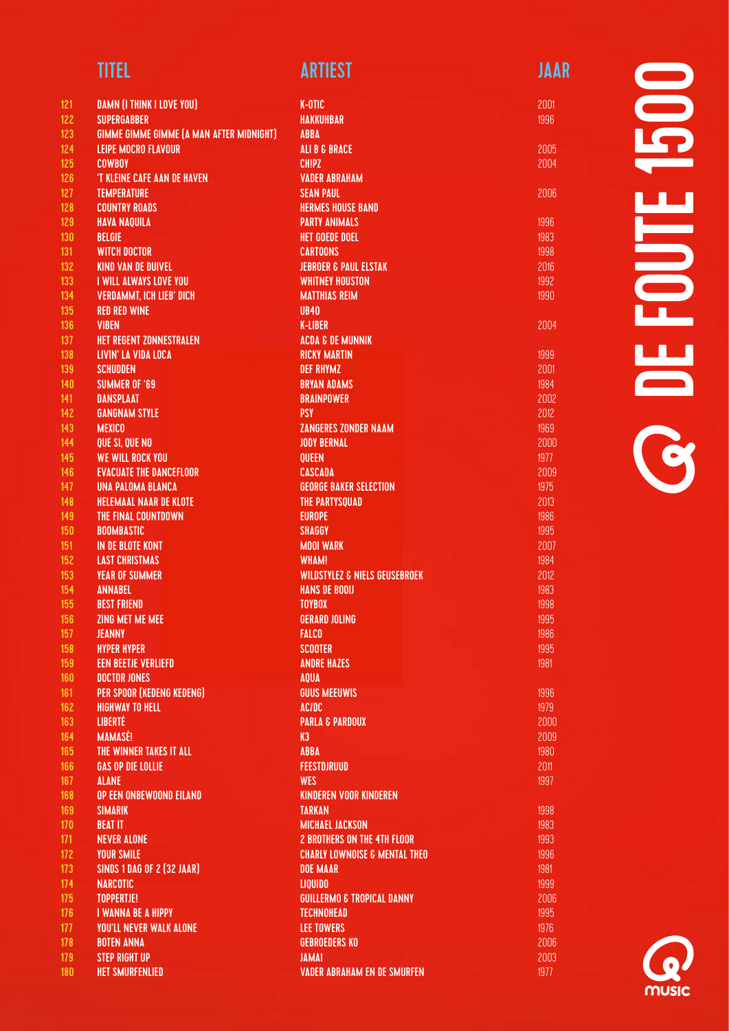# DE FOUTE 1500

| | TITEL | ARTIEST | JAAR |
|---|---|---|---|
| 121 | DAMN (I THINK I LOVE YOU) | K-OTIC | 2001 |
| 122 | SUPERGABBER | HAKKUHBAR | 1996 |
| 123 | GIMME GIMME GIMME (A MAN AFTER MIDNIGHT) | ABBA | |
| 124 | LEIPE MOCRO FLAVOUR | ALI B & BRACE | 2005 |
| 125 | COWBOY | CHIPZ | 2004 |
| 126 | 'T KLEINE CAFE AAN DE HAVEN | VADER ABRAHAM | |
| 127 | TEMPERATURE | SEAN PAUL | 2006 |
| 128 | COUNTRY ROADS | HERMES HOUSE BAND | |
| 129 | HAVA NAQUILA | PARTY ANIMALS | 1996 |
| 130 | BELGIE | HET GOEDE DOEL | 1983 |
| 131 | WITCH DOCTOR | CARTOONS | 1998 |
| 132 | KIND VAN DE DUIVEL | JEBROER & PAUL ELSTAK | 2016 |
| 133 | I WILL ALWAYS LOVE YOU | WHITNEY HOUSTON | 1992 |
| 134 | VERDAMMT, ICH LIEB' DICH | MATTHIAS REIM | 1990 |
| 135 | RED RED WINE | UB40 | |
| 136 | VIBEN | K-LIBER | 2004 |
| 137 | HET REGENT ZONNESTRALEN | ACDA & DE MUNNIK | |
| 138 | LIVIN' LA VIDA LOCA | RICKY MARTIN | 1999 |
| 139 | SCHUDDEN | DEF RHYMZ | 2001 |
| 140 | SUMMER OF '69 | BRYAN ADAMS | 1984 |
| 141 | DANSPLAAT | BRAINPOWER | 2002 |
| 142 | GANGNAM STYLE | PSY | 2012 |
| 143 | MEXICO | ZANGERES ZONDER NAAM | 1969 |
| 144 | QUE SI, QUE NO | JODY BERNAL | 2000 |
| 145 | WE WILL ROCK YOU | QUEEN | 1977 |
| 146 | EVACUATE THE DANCEFLOOR | CASCADA | 2009 |
| 147 | UNA PALOMA BLANCA | GEORGE BAKER SELECTION | 1975 |
| 148 | HELEMAAL NAAR DE KLOTE | THE PARTYSQUAD | 2013 |
| 149 | THE FINAL COUNTDOWN | EUROPE | 1986 |
| 150 | BOOMBASTIC | SHAGGY | 1995 |
| 151 | IN DE BLOTE KONT | MOOI WARK | 2007 |
| 152 | LAST CHRISTMAS | WHAM! | 1984 |
| 153 | YEAR OF SUMMER | WILDSTYLEZ & NIELS GEUSEBROEK | 2012 |
| 154 | ANNABEL | HANS DE BOOIJ | 1983 |
| 155 | BEST FRIEND | TOYBOX | 1998 |
| 156 | ZING MET ME MEE | GERARD JOLING | 1995 |
| 157 | JEANNY | FALCO | 1986 |
| 158 | HYPER HYPER | SCOOTER | 1995 |
| 159 | EEN BEETJE VERLIEFD | ANDRE HAZES | 1981 |
| 160 | DOCTOR JONES | AQUA | |
| 161 | PER SPOOR (KEDENG KEDENG) | GUUS MEEUWIS | 1996 |
| 162 | HIGHWAY TO HELL | AC/DC | 1979 |
| 163 | LIBERTÉ | PARLA & PARDOUX | 2000 |
| 164 | MAMASÉ! | K3 | 2009 |
| 165 | THE WINNER TAKES IT ALL | ABBA | 1980 |
| 166 | GAS OP DIE LOLLIE | FEESTDJRUUD | 2011 |
| 167 | ALANE | WES | 1997 |
| 168 | OP EEN ONBEWOOND EILAND | KINDEREN VOOR KINDEREN | |
| 169 | SIMARIK | TARKAN | 1998 |
| 170 | BEAT IT | MICHAEL JACKSON | 1983 |
| 171 | NEVER ALONE | 2 BROTHERS ON THE 4TH FLOOR | 1993 |
| 172 | YOUR SMILE | CHARLY LOWNOISE & MENTAL THEO | 1996 |
| 173 | SINDS 1 DAG OF 2 (32 JAAR) | DOE MAAR | 1981 |
| 174 | NARCOTIC | LIQUIDO | 1999 |
| 175 | TOPPERTJE! | GUILLERMO & TROPICAL DANNY | 2006 |
| 176 | I WANNA BE A HIPPY | TECHNOHEAD | 1995 |
| 177 | YOU'LL NEVER WALK ALONE | LEE TOWERS | 1976 |
| 178 | BOTEN ANNA | GEBROEDERS KO | 2006 |
| 179 | STEP RIGHT UP | JAMAI | 2003 |
| 180 | HET SMURFENLIED | VADER ABRAHAM EN DE SMURFEN | 1977 |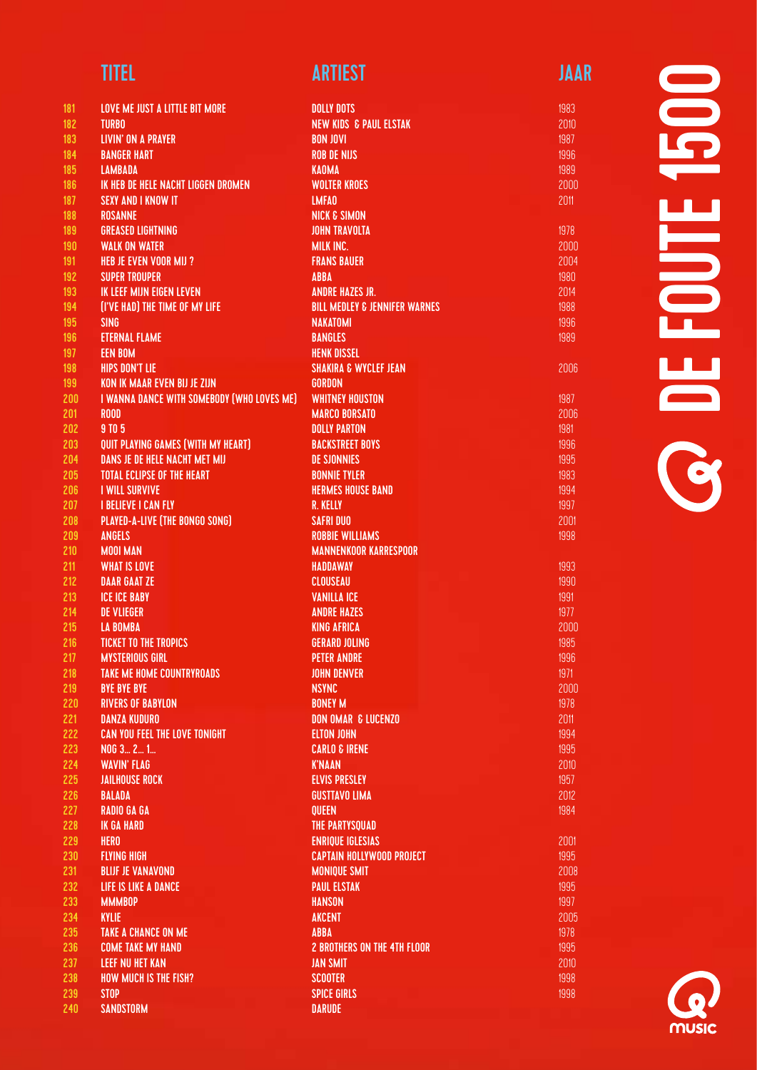# DE FOUTE 1500

| | TITEL | ARTIEST | JAAR |
|---|---|---|---|
| 181 | LOVE ME JUST A LITTLE BIT MORE | DOLLY DOTS | 1983 |
| 182 | TURBO | NEW KIDS & PAUL ELSTAK | 2010 |
| 183 | LIVIN' ON A PRAYER | BON JOVI | 1987 |
| 184 | BANGER HART | ROB DE NIJS | 1996 |
| 185 | LAMBADA | KAOMA | 1989 |
| 186 | IK HEB DE HELE NACHT LIGGEN DROMEN | WOLTER KROES | 2000 |
| 187 | SEXY AND I KNOW IT | LMFAO | 2011 |
| 188 | ROSANNE | NICK & SIMON | |
| 189 | GREASED LIGHTNING | JOHN TRAVOLTA | 1978 |
| 190 | WALK ON WATER | MILK INC. | 2000 |
| 191 | HEB JE EVEN VOOR MIJ ? | FRANS BAUER | 2004 |
| 192 | SUPER TROUPER | ABBA | 1980 |
| 193 | IK LEEF MIJN EIGEN LEVEN | ANDRE HAZES JR. | 2014 |
| 194 | (I'VE HAD) THE TIME OF MY LIFE | BILL MEDLEY & JENNIFER WARNES | 1988 |
| 195 | SING | NAKATOMI | 1996 |
| 196 | ETERNAL FLAME | BANGLES | 1989 |
| 197 | EEN BOM | HENK DISSEL | |
| 198 | HIPS DON'T LIE | SHAKIRA & WYCLEF JEAN | 2006 |
| 199 | KON IK MAAR EVEN BIJ JE ZIJN | GORDON | |
| 200 | I WANNA DANCE WITH SOMEBODY (WHO LOVES ME) | WHITNEY HOUSTON | 1987 |
| 201 | ROOD | MARCO BORSATO | 2006 |
| 202 | 9 TO 5 | DOLLY PARTON | 1981 |
| 203 | QUIT PLAYING GAMES (WITH MY HEART) | BACKSTREET BOYS | 1996 |
| 204 | DANS JE DE HELE NACHT MET MIJ | DE SJONNIES | 1995 |
| 205 | TOTAL ECLIPSE OF THE HEART | BONNIE TYLER | 1983 |
| 206 | I WILL SURVIVE | HERMES HOUSE BAND | 1994 |
| 207 | I BELIEVE I CAN FLY | R. KELLY | 1997 |
| 208 | PLAYED-A-LIVE (THE BONGO SONG) | SAFRI DUO | 2001 |
| 209 | ANGELS | ROBBIE WILLIAMS | 1998 |
| 210 | MOOI MAN | MANNENKOOR KARRESPOOR | |
| 211 | WHAT IS LOVE | HADDAWAY | 1993 |
| 212 | DAAR GAAT ZE | CLOUSEAU | 1990 |
| 213 | ICE ICE BABY | VANILLA ICE | 1991 |
| 214 | DE VLIEGER | ANDRE HAZES | 1977 |
| 215 | LA BOMBA | KING AFRICA | 2000 |
| 216 | TICKET TO THE TROPICS | GERARD JOLING | 1985 |
| 217 | MYSTERIOUS GIRL | PETER ANDRE | 1996 |
| 218 | TAKE ME HOME COUNTRYROADS | JOHN DENVER | 1971 |
| 219 | BYE BYE BYE | NSYNC | 2000 |
| 220 | RIVERS OF BABYLON | BONEY M | 1978 |
| 221 | DANZA KUDURO | DON OMAR & LUCENZO | 2011 |
| 222 | CAN YOU FEEL THE LOVE TONIGHT | ELTON JOHN | 1994 |
| 223 | NOG 3... 2... 1... | CARLO & IRENE | 1995 |
| 224 | WAVIN' FLAG | K'NAAN | 2010 |
| 225 | JAILHOUSE ROCK | ELVIS PRESLEY | 1957 |
| 226 | BALADA | GUSTTAVO LIMA | 2012 |
| 227 | RADIO GA GA | QUEEN | 1984 |
| 228 | IK GA HARD | THE PARTYSQUAD | |
| 229 | HERO | ENRIQUE IGLESIAS | 2001 |
| 230 | FLYING HIGH | CAPTAIN HOLLYWOOD PROJECT | 1995 |
| 231 | BLIJF JE VANAVOND | MONIQUE SMIT | 2008 |
| 232 | LIFE IS LIKE A DANCE | PAUL ELSTAK | 1995 |
| 233 | MMMBOP | HANSON | 1997 |
| 234 | KYLIE | AKCENT | 2005 |
| 235 | TAKE A CHANCE ON ME | ABBA | 1978 |
| 236 | COME TAKE MY HAND | 2 BROTHERS ON THE 4TH FLOOR | 1995 |
| 237 | LEEF NU HET KAN | JAN SMIT | 2010 |
| 238 | HOW MUCH IS THE FISH? | SCOOTER | 1998 |
| 239 | STOP | SPICE GIRLS | 1998 |
| 240 | SANDSTORM | DARUDE | |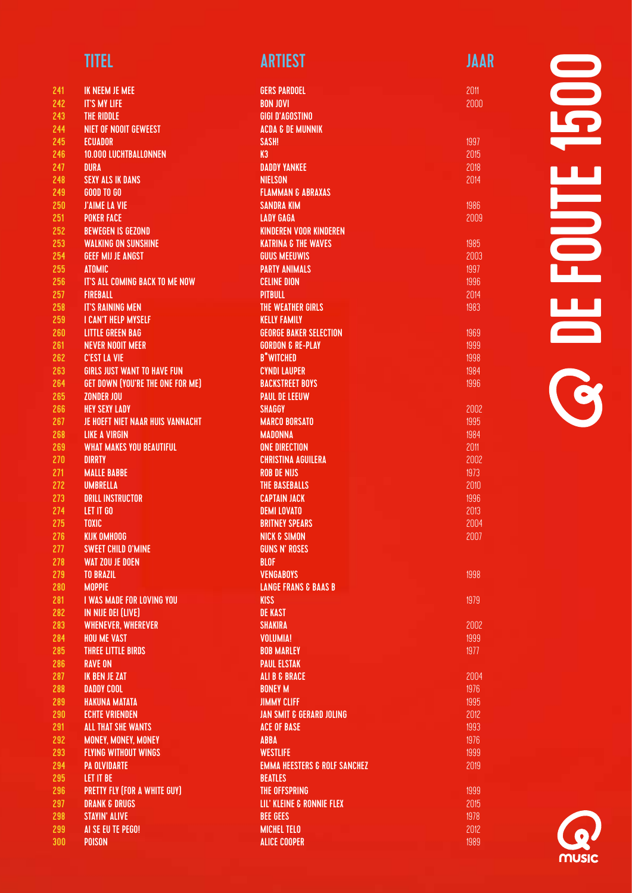| | TITEL | ARTIEST | JAAR |
|---|---|---|---|
| 241 | IK NEEM JE MEE | GERS PARDOEL | 2011 |
| 242 | IT'S MY LIFE | BON JOVI | 2000 |
| 243 | THE RIDDLE | GIGI D'AGOSTINO | |
| 244 | NIET OF NOOIT GEWEEST | ACDA & DE MUNNIK | |
| 245 | ECUADOR | SASH! | 1997 |
| 246 | 10.000 LUCHTBALLONNEN | K3 | 2015 |
| 247 | DURA | DADDY YANKEE | 2018 |
| 248 | SEXY ALS IK DANS | NIELSON | 2014 |
| 249 | GOOD TO GO | FLAMMAN & ABRAXAS | |
| 250 | J'AIME LA VIE | SANDRA KIM | 1986 |
| 251 | POKER FACE | LADY GAGA | 2009 |
| 252 | BEWEGEN IS GEZOND | KINDEREN VOOR KINDEREN | |
| 253 | WALKING ON SUNSHINE | KATRINA & THE WAVES | 1985 |
| 254 | GEEF MIJ JE ANGST | GUUS MEEUWIS | 2003 |
| 255 | ATOMIC | PARTY ANIMALS | 1997 |
| 256 | IT'S ALL COMING BACK TO ME NOW | CELINE DION | 1996 |
| 257 | FIREBALL | PITBULL | 2014 |
| 258 | IT'S RAINING MEN | THE WEATHER GIRLS | 1983 |
| 259 | I CAN'T HELP MYSELF | KELLY FAMILY | |
| 260 | LITTLE GREEN BAG | GEORGE BAKER SELECTION | 1969 |
| 261 | NEVER NOOIT MEER | GORDON & RE-PLAY | 1999 |
| 262 | C'EST LA VIE | B*WITCHED | 1998 |
| 263 | GIRLS JUST WANT TO HAVE FUN | CYNDI LAUPER | 1984 |
| 264 | GET DOWN (YOU'RE THE ONE FOR ME) | BACKSTREET BOYS | 1996 |
| 265 | ZONDER JOU | PAUL DE LEEUW | |
| 266 | HEY SEXY LADY | SHAGGY | 2002 |
| 267 | JE HOEFT NIET NAAR HUIS VANNACHT | MARCO BORSATO | 1995 |
| 268 | LIKE A VIRGIN | MADONNA | 1984 |
| 269 | WHAT MAKES YOU BEAUTIFUL | ONE DIRECTION | 2011 |
| 270 | DIRRTY | CHRISTINA AGUILERA | 2002 |
| 271 | MALLE BABBE | ROB DE NIJS | 1973 |
| 272 | UMBRELLA | THE BASEBALLS | 2010 |
| 273 | DRILL INSTRUCTOR | CAPTAIN JACK | 1996 |
| 274 | LET IT GO | DEMI LOVATO | 2013 |
| 275 | TOXIC | BRITNEY SPEARS | 2004 |
| 276 | KIJK OMHOOG | NICK & SIMON | 2007 |
| 277 | SWEET CHILD O'MINE | GUNS N' ROSES | |
| 278 | WAT ZOU JE DOEN | BLOF | |
| 279 | TO BRAZIL | VENGABOYS | 1998 |
| 280 | MOPPIE | LANGE FRANS & BAAS B | |
| 281 | I WAS MADE FOR LOVING YOU | KISS | 1979 |
| 282 | IN NIJE DEI (LIVE) | DE KAST | |
| 283 | WHENEVER, WHEREVER | SHAKIRA | 2002 |
| 284 | HOU ME VAST | VOLUMIA! | 1999 |
| 285 | THREE LITTLE BIRDS | BOB MARLEY | 1977 |
| 286 | RAVE ON | PAUL ELSTAK | |
| 287 | IK BEN JE ZAT | ALI B & BRACE | 2004 |
| 288 | DADDY COOL | BONEY M | 1976 |
| 289 | HAKUNA MATATA | JIMMY CLIFF | 1995 |
| 290 | ECHTE VRIENDEN | JAN SMIT & GERARD JOLING | 2012 |
| 291 | ALL THAT SHE WANTS | ACE OF BASE | 1993 |
| 292 | MONEY, MONEY, MONEY | ABBA | 1976 |
| 293 | FLYING WITHOUT WINGS | WESTLIFE | 1999 |
| 294 | PA OLVIDARTE | EMMA HEESTERS & ROLF SANCHEZ | 2019 |
| 295 | LET IT BE | BEATLES | |
| 296 | PRETTY FLY (FOR A WHITE GUY) | THE OFFSPRING | 1999 |
| 297 | DRANK & DRUGS | LIL' KLEINE & RONNIE FLEX | 2015 |
| 298 | STAYIN' ALIVE | BEE GEES | 1978 |
| 299 | AI SE EU TE PEGO! | MICHEL TELO | 2012 |
| 300 | POISON | ALICE COOPER | 1989 |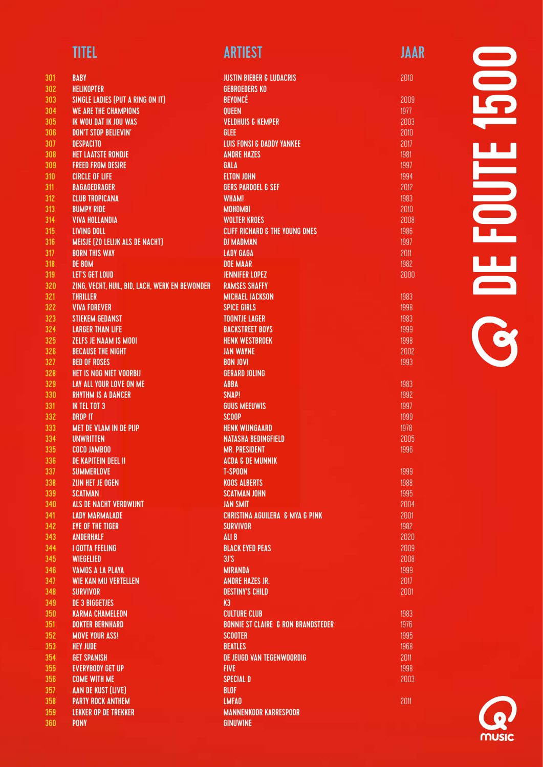# DE FOUTE 1500

| | TITEL | ARTIEST | JAAR |
|---|---|---|---|
| 301 | BABY | JUSTIN BIEBER & LUDACRIS | 2010 |
| 302 | HELIKOPTER | GEBROEDERS KO | |
| 303 | SINGLE LADIES (PUT A RING ON IT) | BEYONCÉ | 2009 |
| 304 | WE ARE THE CHAMPIONS | QUEEN | 1977 |
| 305 | IK WOU DAT IK JOU WAS | VELDHUIS & KEMPER | 2003 |
| 306 | DON'T STOP BELIEVIN' | GLEE | 2010 |
| 307 | DESPACITO | LUIS FONSI & DADDY YANKEE | 2017 |
| 308 | HET LAATSTE RONDJE | ANDRE HAZES | 1981 |
| 309 | FREED FROM DESIRE | GALA | 1997 |
| 310 | CIRCLE OF LIFE | ELTON JOHN | 1994 |
| 311 | BAGAGEDRAGER | GERS PARDOEL & SEF | 2012 |
| 312 | CLUB TROPICANA | WHAM! | 1983 |
| 313 | BUMPY RIDE | MOHOMBI | 2010 |
| 314 | VIVA HOLLANDIA | WOLTER KROES | 2008 |
| 315 | LIVING DOLL | CLIFF RICHARD & THE YOUNG ONES | 1986 |
| 316 | MEISJE (ZO LELIJK ALS DE NACHT) | DJ MADMAN | 1997 |
| 317 | BORN THIS WAY | LADY GAGA | 2011 |
| 318 | DE BOM | DOE MAAR | 1982 |
| 319 | LET'S GET LOUD | JENNIFER LOPEZ | 2000 |
| 320 | ZING, VECHT, HUIL, BID, LACH, WERK EN BEWONDER | RAMSES SHAFFY | |
| 321 | THRILLER | MICHAEL JACKSON | 1983 |
| 322 | VIVA FOREVER | SPICE GIRLS | 1998 |
| 323 | STIEKEM GEDANST | TOONTJE LAGER | 1983 |
| 324 | LARGER THAN LIFE | BACKSTREET BOYS | 1999 |
| 325 | ZELFS JE NAAM IS MOOI | HENK WESTBROEK | 1998 |
| 326 | BECAUSE THE NIGHT | JAN WAYNE | 2002 |
| 327 | BED OF ROSES | BON JOVI | 1993 |
| 328 | HET IS NOG NIET VOORBIJ | GERARD JOLING | |
| 329 | LAY ALL YOUR LOVE ON ME | ABBA | 1983 |
| 330 | RHYTHM IS A DANCER | SNAP! | 1992 |
| 331 | IK TEL TOT 3 | GUUS MEEUWIS | 1997 |
| 332 | DROP IT | SCOOP | 1999 |
| 333 | MET DE VLAM IN DE PIJP | HENK WIJNGAARD | 1978 |
| 334 | UNWRITTEN | NATASHA BEDINGFIELD | 2005 |
| 335 | COCO JAMBOO | MR. PRESIDENT | 1996 |
| 336 | DE KAPITEIN DEEL II | ACDA & DE MUNNIK | |
| 337 | SUMMERLOVE | T-SPOON | 1999 |
| 338 | ZIJN HET JE OGEN | KOOS ALBERTS | 1988 |
| 339 | SCATMAN | SCATMAN JOHN | 1995 |
| 340 | ALS DE NACHT VERDWIJNT | JAN SMIT | 2004 |
| 341 | LADY MARMALADE | CHRISTINA AGUILERA & MYA & P!NK | 2001 |
| 342 | EYE OF THE TIGER | SURVIVOR | 1982 |
| 343 | ANDERHALF | ALI B | 2020 |
| 344 | I GOTTA FEELING | BLACK EYED PEAS | 2009 |
| 345 | WIEGELIED | 3J'S | 2008 |
| 346 | VAMOS A LA PLAYA | MIRANDA | 1999 |
| 347 | WIE KAN MIJ VERTELLEN | ANDRE HAZES JR. | 2017 |
| 348 | SURVIVOR | DESTINY'S CHILD | 2001 |
| 349 | DE 3 BIGGETJES | K3 | |
| 350 | KARMA CHAMELEON | CULTURE CLUB | 1983 |
| 351 | DOKTER BERNHARD | BONNIE ST CLAIRE & RON BRANDSTEDER | 1976 |
| 352 | MOVE YOUR ASS! | SCOOTER | 1995 |
| 353 | HEY JUDE | BEATLES | 1968 |
| 354 | GET SPANISH | DE JEUGD VAN TEGENWOORDIG | 2011 |
| 355 | EVERYBODY GET UP | FIVE | 1998 |
| 356 | COME WITH ME | SPECIAL D | 2003 |
| 357 | AAN DE KUST (LIVE) | BLOF | |
| 358 | PARTY ROCK ANTHEM | LMFAO | 2011 |
| 359 | LEKKER OP DE TREKKER | MANNENKOOR KARRESPOOR | |
| 360 | PONY | GINUWINE | |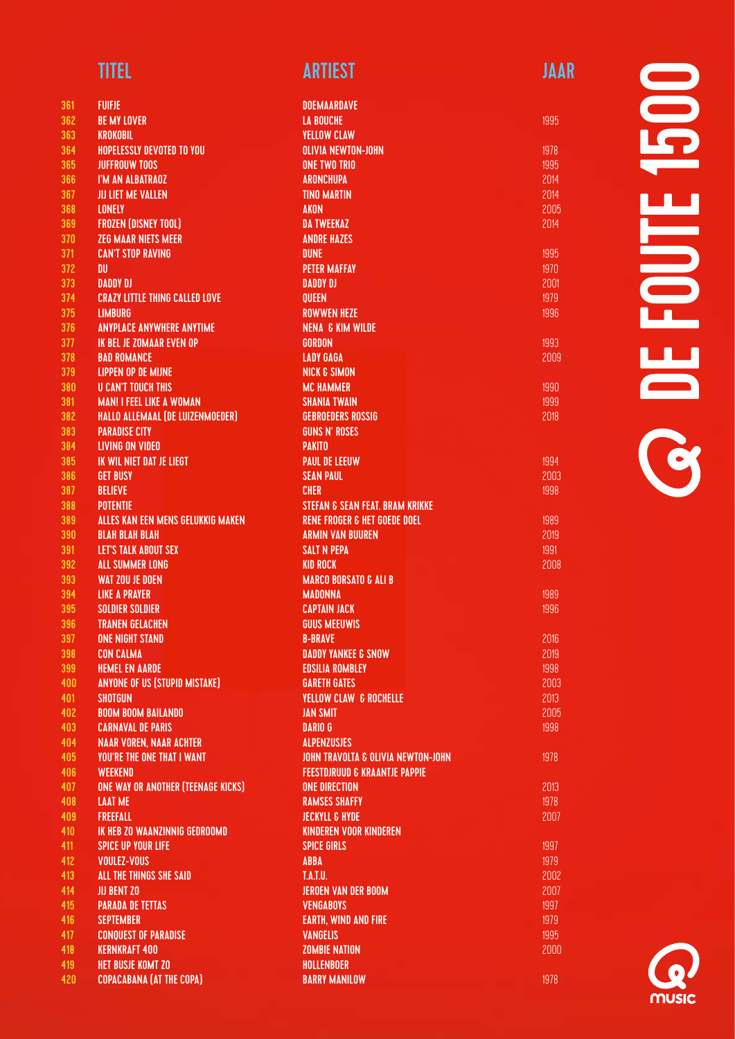| | TITEL | ARTIEST | JAAR |
|---|---|---|---|
| 361 | FUIFJE | DOEMAARDAVE | |
| 362 | BE MY LOVER | LA BOUCHE | 1995 |
| 363 | KROKOBIL | YELLOW CLAW | |
| 364 | HOPELESSLY DEVOTED TO YOU | OLIVIA NEWTON-JOHN | 1978 |
| 365 | JUFFROUW TOOS | ONE TWO TRIO | 1995 |
| 366 | I'M AN ALBATRAOZ | ARONCHUPA | 2014 |
| 367 | JIJ LIET ME VALLEN | TINO MARTIN | 2014 |
| 368 | LONELY | AKON | 2005 |
| 369 | FROZEN (DISNEY TOOL) | DA TWEEKAZ | 2014 |
| 370 | ZEG MAAR NIETS MEER | ANDRE HAZES | |
| 371 | CAN'T STOP RAVING | DUNE | 1995 |
| 372 | DU | PETER MAFFAY | 1970 |
| 373 | DADDY DJ | DADDY DJ | 2001 |
| 374 | CRAZY LITTLE THING CALLED LOVE | QUEEN | 1979 |
| 375 | LIMBURG | ROWWEN HEZE | 1996 |
| 376 | ANYPLACE ANYWHERE ANYTIME | NENA & KIM WILDE | |
| 377 | IK BEL JE ZOMAAR EVEN OP | GORDON | 1993 |
| 378 | BAD ROMANCE | LADY GAGA | 2009 |
| 379 | LIPPEN OP DE MIJNE | NICK & SIMON | |
| 380 | U CAN'T TOUCH THIS | MC HAMMER | 1990 |
| 381 | MAN! I FEEL LIKE A WOMAN | SHANIA TWAIN | 1999 |
| 382 | HALLO ALLEMAAL (DE LUIZENMOEDER) | GEBROEDERS ROSSIG | 2018 |
| 383 | PARADISE CITY | GUNS N' ROSES | |
| 384 | LIVING ON VIDEO | PAKITO | |
| 385 | IK WIL NIET DAT JE LIEGT | PAUL DE LEEUW | 1994 |
| 386 | GET BUSY | SEAN PAUL | 2003 |
| 387 | BELIEVE | CHER | 1998 |
| 388 | POTENTIE | STEFAN & SEAN FEAT. BRAM KRIKKE | |
| 389 | ALLES KAN EEN MENS GELUKKIG MAKEN | RENE FROGER & HET GOEDE DOEL | 1989 |
| 390 | BLAH BLAH BLAH | ARMIN VAN BUUREN | 2019 |
| 391 | LET'S TALK ABOUT SEX | SALT N PEPA | 1991 |
| 392 | ALL SUMMER LONG | KID ROCK | 2008 |
| 393 | WAT ZOU JE DOEN | MARCO BORSATO & ALI B | |
| 394 | LIKE A PRAYER | MADONNA | 1989 |
| 395 | SOLDIER SOLDIER | CAPTAIN JACK | 1996 |
| 396 | TRANEN GELACHEN | GUUS MEEUWIS | |
| 397 | ONE NIGHT STAND | B-BRAVE | 2016 |
| 398 | CON CALMA | DADDY YANKEE & SNOW | 2019 |
| 399 | HEMEL EN AARDE | EDSILIA ROMBLEY | 1998 |
| 400 | ANYONE OF US (STUPID MISTAKE) | GARETH GATES | 2003 |
| 401 | SHOTGUN | YELLOW CLAW & ROCHELLE | 2013 |
| 402 | BOOM BOOM BAILANDO | JAN SMIT | 2005 |
| 403 | CARNAVAL DE PARIS | DARIO G | 1998 |
| 404 | NAAR VOREN, NAAR ACHTER | ALPENZUSJES | |
| 405 | YOU'RE THE ONE THAT I WANT | JOHN TRAVOLTA & OLIVIA NEWTON-JOHN | 1978 |
| 406 | WEEKEND | FEESTDJRUUD & KRAANTJE PAPPIE | |
| 407 | ONE WAY OR ANOTHER (TEENAGE KICKS) | ONE DIRECTION | 2013 |
| 408 | LAAT ME | RAMSES SHAFFY | 1978 |
| 409 | FREEFALL | JECKYLL & HYDE | 2007 |
| 410 | IK HEB ZO WAANZINNIG GEDROOMD | KINDEREN VOOR KINDEREN | |
| 411 | SPICE UP YOUR LIFE | SPICE GIRLS | 1997 |
| 412 | VOULEZ-VOUS | ABBA | 1979 |
| 413 | ALL THE THINGS SHE SAID | T.A.T.U. | 2002 |
| 414 | JIJ BENT ZO | JEROEN VAN DER BOOM | 2007 |
| 415 | PARADA DE TETTAS | VENGABOYS | 1997 |
| 416 | SEPTEMBER | EARTH, WIND AND FIRE | 1979 |
| 417 | CONQUEST OF PARADISE | VANGELIS | 1995 |
| 418 | KERNKRAFT 400 | ZOMBIE NATION | 2000 |
| 419 | HET BUSJE KOMT ZO | HOLLENBOER | |
| 420 | COPACABANA (AT THE COPA) | BARRY MANILOW | 1978 |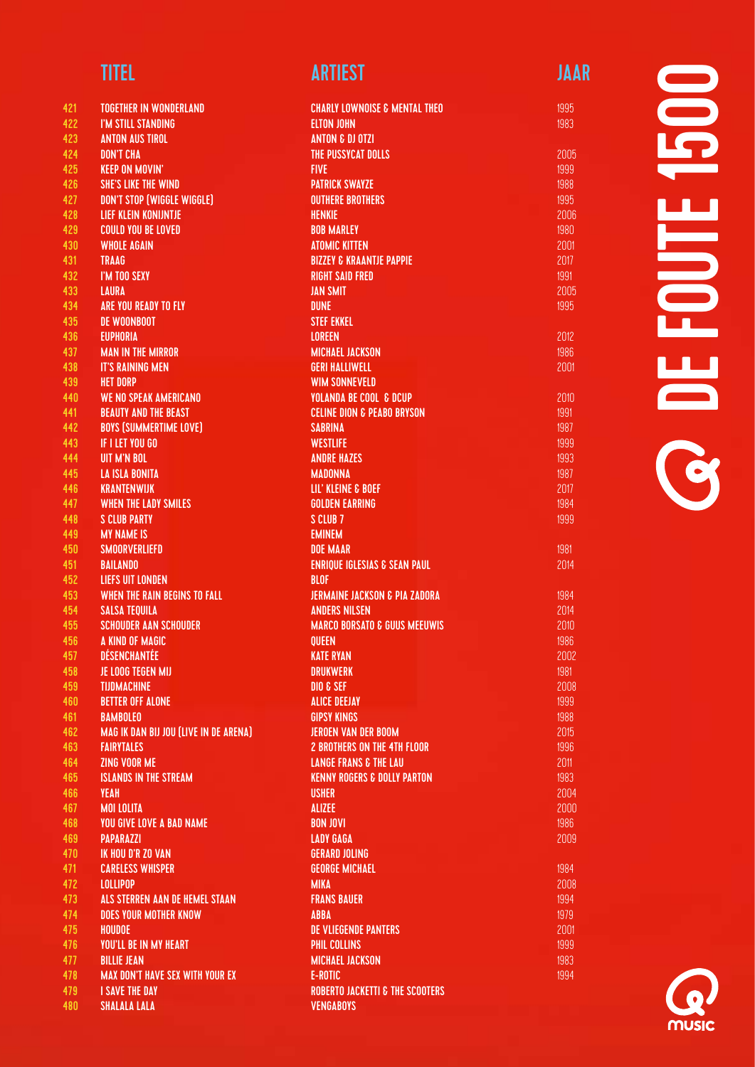# DE FOUTE 1500

| | TITEL | ARTIEST | JAAR |
|---|---|---|---|
| 421 | TOGETHER IN WONDERLAND | CHARLY LOWNOISE & MENTAL THEO | 1995 |
| 422 | I'M STILL STANDING | ELTON JOHN | 1983 |
| 423 | ANTON AUS TIROL | ANTON & DJ OTZI | |
| 424 | DON'T CHA | THE PUSSYCAT DOLLS | 2005 |
| 425 | KEEP ON MOVIN' | FIVE | 1999 |
| 426 | SHE'S LIKE THE WIND | PATRICK SWAYZE | 1988 |
| 427 | DON'T STOP (WIGGLE WIGGLE) | OUTHERE BROTHERS | 1995 |
| 428 | LIEF KLEIN KONIJNTJE | HENKIE | 2006 |
| 429 | COULD YOU BE LOVED | BOB MARLEY | 1980 |
| 430 | WHOLE AGAIN | ATOMIC KITTEN | 2001 |
| 431 | TRAAG | BIZZEY & KRAANTJE PAPPIE | 2017 |
| 432 | I'M TOO SEXY | RIGHT SAID FRED | 1991 |
| 433 | LAURA | JAN SMIT | 2005 |
| 434 | ARE YOU READY TO FLY | DUNE | 1995 |
| 435 | DE WOONBOOT | STEF EKKEL | |
| 436 | EUPHORIA | LOREEN | 2012 |
| 437 | MAN IN THE MIRROR | MICHAEL JACKSON | 1986 |
| 438 | IT'S RAINING MEN | GERI HALLIWELL | 2001 |
| 439 | HET DORP | WIM SONNEVELD | |
| 440 | WE NO SPEAK AMERICANO | YOLANDA BE COOL & DCUP | 2010 |
| 441 | BEAUTY AND THE BEAST | CELINE DION & PEABO BRYSON | 1991 |
| 442 | BOYS (SUMMERTIME LOVE) | SABRINA | 1987 |
| 443 | IF I LET YOU GO | WESTLIFE | 1999 |
| 444 | UIT M'N BOL | ANDRE HAZES | 1993 |
| 445 | LA ISLA BONITA | MADONNA | 1987 |
| 446 | KRANTENWIJK | LIL' KLEINE & BOEF | 2017 |
| 447 | WHEN THE LADY SMILES | GOLDEN EARRING | 1984 |
| 448 | S CLUB PARTY | S CLUB 7 | 1999 |
| 449 | MY NAME IS | EMINEM | |
| 450 | SMOORVERLIEFD | DOE MAAR | 1981 |
| 451 | BAILANDO | ENRIQUE IGLESIAS & SEAN PAUL | 2014 |
| 452 | LIEFS UIT LONDEN | BLØF | |
| 453 | WHEN THE RAIN BEGINS TO FALL | JERMAINE JACKSON & PIA ZADORA | 1984 |
| 454 | SALSA TEQUILA | ANDERS NILSEN | 2014 |
| 455 | SCHOUDER AAN SCHOUDER | MARCO BORSATO & GUUS MEEUWIS | 2010 |
| 456 | A KIND OF MAGIC | QUEEN | 1986 |
| 457 | DÉSENCHANTÉE | KATE RYAN | 2002 |
| 458 | JE LOOG TEGEN MIJ | DRUKWERK | 1981 |
| 459 | TIJDMACHINE | DIO & SEF | 2008 |
| 460 | BETTER OFF ALONE | ALICE DEEJAY | 1999 |
| 461 | BAMBOLEO | GIPSY KINGS | 1988 |
| 462 | MAG IK DAN BIJ JOU (LIVE IN DE ARENA) | JEROEN VAN DER BOOM | 2015 |
| 463 | FAIRYTALES | 2 BROTHERS ON THE 4TH FLOOR | 1996 |
| 464 | ZING VOOR ME | LANGE FRANS & THE LAU | 2011 |
| 465 | ISLANDS IN THE STREAM | KENNY ROGERS & DOLLY PARTON | 1983 |
| 466 | YEAH | USHER | 2004 |
| 467 | MOI LOLITA | ALIZEE | 2000 |
| 468 | YOU GIVE LOVE A BAD NAME | BON JOVI | 1986 |
| 469 | PAPARAZZI | LADY GAGA | 2009 |
| 470 | IK HOU D'R ZO VAN | GERARD JOLING | |
| 471 | CARELESS WHISPER | GEORGE MICHAEL | 1984 |
| 472 | LOLLIPOP | MIKA | 2008 |
| 473 | ALS STERREN AAN DE HEMEL STAAN | FRANS BAUER | 1994 |
| 474 | DOES YOUR MOTHER KNOW | ABBA | 1979 |
| 475 | HOUDOE | DE VLIEGENDE PANTERS | 2001 |
| 476 | YOU'LL BE IN MY HEART | PHIL COLLINS | 1999 |
| 477 | BILLIE JEAN | MICHAEL JACKSON | 1983 |
| 478 | MAX DON'T HAVE SEX WITH YOUR EX | E-ROTIC | 1994 |
| 479 | I SAVE THE DAY | ROBERTO JACKETTI & THE SCOOTERS | |
| 480 | SHALALA LALA | VENGABOYS | |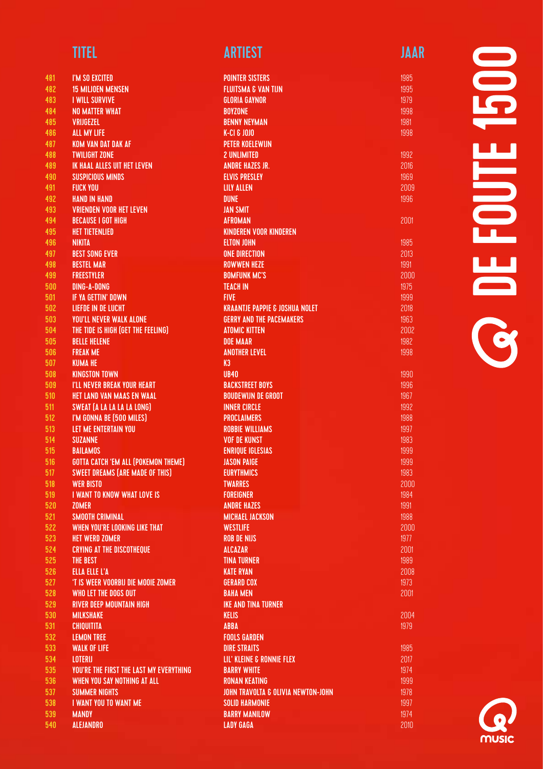# DE FOUTE 1500

| | TITEL | ARTIEST | JAAR |
|---|---|---|---|
| 481 | I'M SO EXCITED | POINTER SISTERS | 1985 |
| 482 | 15 MILJOEN MENSEN | FLUITSMA & VAN TIJN | 1995 |
| 483 | I WILL SURVIVE | GLORIA GAYNOR | 1979 |
| 484 | NO MATTER WHAT | BOYZONE | 1998 |
| 485 | VRIJGEZEL | BENNY NEYMAN | 1981 |
| 486 | ALL MY LIFE | K-CI & JOJO | 1998 |
| 487 | KOM VAN DAT DAK AF | PETER KOELEWIJN | |
| 488 | TWILIGHT ZONE | 2 UNLIMITED | 1992 |
| 489 | IK HAAL ALLES UIT HET LEVEN | ANDRE HAZES JR. | 2016 |
| 490 | SUSPICIOUS MINDS | ELVIS PRESLEY | 1969 |
| 491 | FUCK YOU | LILY ALLEN | 2009 |
| 492 | HAND IN HAND | DUNE | 1996 |
| 493 | VRIENDEN VOOR HET LEVEN | JAN SMIT | |
| 494 | BECAUSE I GOT HIGH | AFROMAN | 2001 |
| 495 | HET TIETENLIED | KINDEREN VOOR KINDEREN | |
| 496 | NIKITA | ELTON JOHN | 1985 |
| 497 | BEST SONG EVER | ONE DIRECTION | 2013 |
| 498 | BESTEL MAR | ROWWEN HEZE | 1991 |
| 499 | FREESTYLER | BOMFUNK MC'S | 2000 |
| 500 | DING-A-DONG | TEACH IN | 1975 |
| 501 | IF YA GETTIN' DOWN | FIVE | 1999 |
| 502 | LIEFDE IN DE LUCHT | KRAANTJE PAPPIE & JOSHUA NOLET | 2018 |
| 503 | YOU'LL NEVER WALK ALONE | GERRY AND THE PACEMAKERS | 1963 |
| 504 | THE TIDE IS HIGH (GET THE FEELING) | ATOMIC KITTEN | 2002 |
| 505 | BELLE HELENE | DOE MAAR | 1982 |
| 506 | FREAK ME | ANOTHER LEVEL | 1998 |
| 507 | KUMA HE | K3 | |
| 508 | KINGSTON TOWN | UB40 | 1990 |
| 509 | I'LL NEVER BREAK YOUR HEART | BACKSTREET BOYS | 1996 |
| 510 | HET LAND VAN MAAS EN WAAL | BOUDEWIJN DE GROOT | 1967 |
| 511 | SWEAT (A LA LA LA LA LONG) | INNER CIRCLE | 1992 |
| 512 | I'M GONNA BE (500 MILES) | PROCLAIMERS | 1988 |
| 513 | LET ME ENTERTAIN YOU | ROBBIE WILLIAMS | 1997 |
| 514 | SUZANNE | VOF DE KUNST | 1983 |
| 515 | BAILAMOS | ENRIQUE IGLESIAS | 1999 |
| 516 | GOTTA CATCH 'EM ALL (POKEMON THEME) | JASON PAIGE | 1999 |
| 517 | SWEET DREAMS (ARE MADE OF THIS) | EURYTHMICS | 1983 |
| 518 | WER BISTO | TWARRES | 2000 |
| 519 | I WANT TO KNOW WHAT LOVE IS | FOREIGNER | 1984 |
| 520 | ZOMER | ANDRE HAZES | 1991 |
| 521 | SMOOTH CRIMINAL | MICHAEL JACKSON | 1988 |
| 522 | WHEN YOU'RE LOOKING LIKE THAT | WESTLIFE | 2000 |
| 523 | HET WERD ZOMER | ROB DE NIJS | 1977 |
| 524 | CRYING AT THE DISCOTHEQUE | ALCAZAR | 2001 |
| 525 | THE BEST | TINA TURNER | 1989 |
| 526 | ELLA ELLE L'A | KATE RYAN | 2008 |
| 527 | 'T IS WEER VOORBIJ DIE MOOIE ZOMER | GERARD COX | 1973 |
| 528 | WHO LET THE DOGS OUT | BAHA MEN | 2001 |
| 529 | RIVER DEEP MOUNTAIN HIGH | IKE AND TINA TURNER | |
| 530 | MILKSHAKE | KELIS | 2004 |
| 531 | CHIQUITITA | ABBA | 1979 |
| 532 | LEMON TREE | FOOLS GARDEN | |
| 533 | WALK OF LIFE | DIRE STRAITS | 1985 |
| 534 | LOTERIJ | LIL' KLEINE & RONNIE FLEX | 2017 |
| 535 | YOU'RE THE FIRST THE LAST MY EVERYTHING | BARRY WHITE | 1974 |
| 536 | WHEN YOU SAY NOTHING AT ALL | RONAN KEATING | 1999 |
| 537 | SUMMER NIGHTS | JOHN TRAVOLTA & OLIVIA NEWTON-JOHN | 1978 |
| 538 | I WANT YOU TO WANT ME | SOLID HARMONIE | 1997 |
| 539 | MANDY | BARRY MANILOW | 1974 |
| 540 | ALEJANDRO | LADY GAGA | 2010 |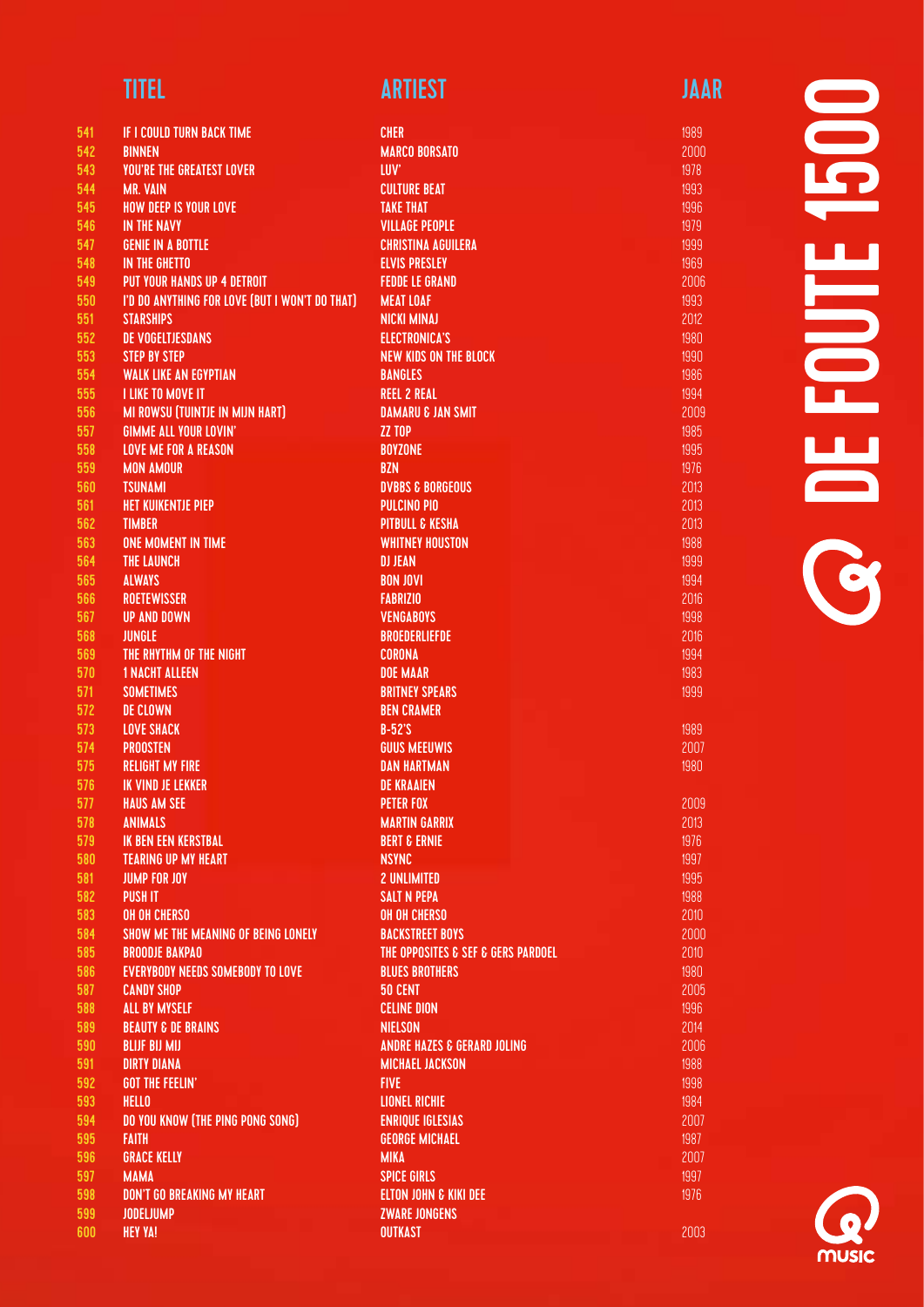# DE FOUTE 1500

| | TITEL | ARTIEST | JAAR |
|---|---|---|---|
| 541 | IF I COULD TURN BACK TIME | CHER | 1989 |
| 542 | BINNEN | MARCO BORSATO | 2000 |
| 543 | YOU'RE THE GREATEST LOVER | LUV' | 1978 |
| 544 | MR. VAIN | CULTURE BEAT | 1993 |
| 545 | HOW DEEP IS YOUR LOVE | TAKE THAT | 1996 |
| 546 | IN THE NAVY | VILLAGE PEOPLE | 1979 |
| 547 | GENIE IN A BOTTLE | CHRISTINA AGUILERA | 1999 |
| 548 | IN THE GHETTO | ELVIS PRESLEY | 1969 |
| 549 | PUT YOUR HANDS UP 4 DETROIT | FEDDE LE GRAND | 2006 |
| 550 | I'D DO ANYTHING FOR LOVE (BUT I WON'T DO THAT) | MEAT LOAF | 1993 |
| 551 | STARSHIPS | NICKI MINAJ | 2012 |
| 552 | DE VOGELTJESDANS | ELECTRONICA'S | 1980 |
| 553 | STEP BY STEP | NEW KIDS ON THE BLOCK | 1990 |
| 554 | WALK LIKE AN EGYPTIAN | BANGLES | 1986 |
| 555 | I LIKE TO MOVE IT | REEL 2 REAL | 1994 |
| 556 | MI ROWSU (TUINTJE IN MIJN HART) | DAMARU & JAN SMIT | 2009 |
| 557 | GIMME ALL YOUR LOVIN' | ZZ TOP | 1985 |
| 558 | LOVE ME FOR A REASON | BOYZONE | 1995 |
| 559 | MON AMOUR | BZN | 1976 |
| 560 | TSUNAMI | DVBBS & BORGEOUS | 2013 |
| 561 | HET KUIKENTJE PIEP | PULCINO PIO | 2013 |
| 562 | TIMBER | PITBULL & KESHA | 2013 |
| 563 | ONE MOMENT IN TIME | WHITNEY HOUSTON | 1988 |
| 564 | THE LAUNCH | DJ JEAN | 1999 |
| 565 | ALWAYS | BON JOVI | 1994 |
| 566 | ROETEWISSER | FABRIZIO | 2016 |
| 567 | UP AND DOWN | VENGABOYS | 1998 |
| 568 | JUNGLE | BROEDERLIEFDE | 2016 |
| 569 | THE RHYTHM OF THE NIGHT | CORONA | 1994 |
| 570 | 1 NACHT ALLEEN | DOE MAAR | 1983 |
| 571 | SOMETIMES | BRITNEY SPEARS | 1999 |
| 572 | DE CLOWN | BEN CRAMER | |
| 573 | LOVE SHACK | B-52'S | 1989 |
| 574 | PROOSTEN | GUUS MEEUWIS | 2007 |
| 575 | RELIGHT MY FIRE | DAN HARTMAN | 1980 |
| 576 | IK VIND JE LEKKER | DE KRAAIEN | |
| 577 | HAUS AM SEE | PETER FOX | 2009 |
| 578 | ANIMALS | MARTIN GARRIX | 2013 |
| 579 | IK BEN EEN KERSTBAL | BERT & ERNIE | 1976 |
| 580 | TEARING UP MY HEART | NSYNC | 1997 |
| 581 | JUMP FOR JOY | 2 UNLIMITED | 1995 |
| 582 | PUSH IT | SALT N PEPA | 1988 |
| 583 | OH OH CHERSO | OH OH CHERSO | 2010 |
| 584 | SHOW ME THE MEANING OF BEING LONELY | BACKSTREET BOYS | 2000 |
| 585 | BROODJE BAKPAO | THE OPPOSITES & SEF & GERS PARDOEL | 2010 |
| 586 | EVERYBODY NEEDS SOMEBODY TO LOVE | BLUES BROTHERS | 1980 |
| 587 | CANDY SHOP | 50 CENT | 2005 |
| 588 | ALL BY MYSELF | CELINE DION | 1996 |
| 589 | BEAUTY & DE BRAINS | NIELSON | 2014 |
| 590 | BLIJF BIJ MIJ | ANDRE HAZES & GERARD JOLING | 2006 |
| 591 | DIRTY DIANA | MICHAEL JACKSON | 1988 |
| 592 | GOT THE FEELIN' | FIVE | 1998 |
| 593 | HELLO | LIONEL RICHIE | 1984 |
| 594 | DO YOU KNOW (THE PING PONG SONG) | ENRIQUE IGLESIAS | 2007 |
| 595 | FAITH | GEORGE MICHAEL | 1987 |
| 596 | GRACE KELLY | MIKA | 2007 |
| 597 | MAMA | SPICE GIRLS | 1997 |
| 598 | DON'T GO BREAKING MY HEART | ELTON JOHN & KIKI DEE | 1976 |
| 599 | JODELJUMP | ZWARE JONGENS | |
| 600 | HEY YA! | OUTKAST | 2003 |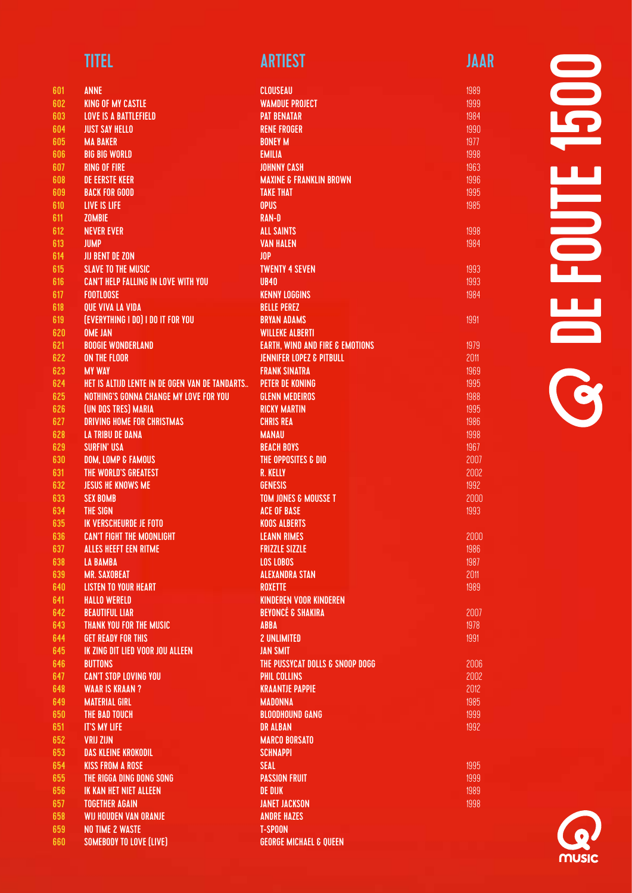| | TITEL | ARTIEST | JAAR |
|---|---|---|---|
| 601 | ANNE | CLOUSEAU | 1989 |
| 602 | KING OF MY CASTLE | WAMDUE PROJECT | 1999 |
| 603 | LOVE IS A BATTLEFIELD | PAT BENATAR | 1984 |
| 604 | JUST SAY HELLO | RENE FROGER | 1990 |
| 605 | MA BAKER | BONEY M | 1977 |
| 606 | BIG BIG WORLD | EMILIA | 1998 |
| 607 | RING OF FIRE | JOHNNY CASH | 1963 |
| 608 | DE EERSTE KEER | MAXINE & FRANKLIN BROWN | 1996 |
| 609 | BACK FOR GOOD | TAKE THAT | 1995 |
| 610 | LIVE IS LIFE | OPUS | 1985 |
| 611 | ZOMBIE | RAN-D | |
| 612 | NEVER EVER | ALL SAINTS | 1998 |
| 613 | JUMP | VAN HALEN | 1984 |
| 614 | JIJ BENT DE ZON | JOP | |
| 615 | SLAVE TO THE MUSIC | TWENTY 4 SEVEN | 1993 |
| 616 | CAN'T HELP FALLING IN LOVE WITH YOU | UB40 | 1993 |
| 617 | FOOTLOOSE | KENNY LOGGINS | 1984 |
| 618 | QUE VIVA LA VIDA | BELLE PEREZ | |
| 619 | (EVERYTHING I DO) I DO IT FOR YOU | BRYAN ADAMS | 1991 |
| 620 | OME JAN | WILLEKE ALBERTI | |
| 621 | BOOGIE WONDERLAND | EARTH, WIND AND FIRE & EMOTIONS | 1979 |
| 622 | ON THE FLOOR | JENNIFER LOPEZ & PITBULL | 2011 |
| 623 | MY WAY | FRANK SINATRA | 1969 |
| 624 | HET IS ALTIJD LENTE IN DE OGEN VAN DE TANDARTS.. | PETER DE KONING | 1995 |
| 625 | NOTHING'S GONNA CHANGE MY LOVE FOR YOU | GLENN MEDEIROS | 1988 |
| 626 | (UN DOS TRES) MARIA | RICKY MARTIN | 1995 |
| 627 | DRIVING HOME FOR CHRISTMAS | CHRIS REA | 1986 |
| 628 | LA TRIBU DE DANA | MANAU | 1998 |
| 629 | SURFIN' USA | BEACH BOYS | 1967 |
| 630 | DOM, LOMP & FAMOUS | THE OPPOSITES & DIO | 2007 |
| 631 | THE WORLD'S GREATEST | R. KELLY | 2002 |
| 632 | JESUS HE KNOWS ME | GENESIS | 1992 |
| 633 | SEX BOMB | TOM JONES & MOUSSE T | 2000 |
| 634 | THE SIGN | ACE OF BASE | 1993 |
| 635 | IK VERSCHEURDE JE FOTO | KOOS ALBERTS | |
| 636 | CAN'T FIGHT THE MOONLIGHT | LEANN RIMES | 2000 |
| 637 | ALLES HEEFT EEN RITME | FRIZZLE SIZZLE | 1986 |
| 638 | LA BAMBA | LOS LOBOS | 1987 |
| 639 | MR. SAXOBEAT | ALEXANDRA STAN | 2011 |
| 640 | LISTEN TO YOUR HEART | ROXETTE | 1989 |
| 641 | HALLO WERELD | KINDEREN VOOR KINDEREN | |
| 642 | BEAUTIFUL LIAR | BEYONCÉ & SHAKIRA | 2007 |
| 643 | THANK YOU FOR THE MUSIC | ABBA | 1978 |
| 644 | GET READY FOR THIS | 2 UNLIMITED | 1991 |
| 645 | IK ZING DIT LIED VOOR JOU ALLEEN | JAN SMIT | |
| 646 | BUTTONS | THE PUSSYCAT DOLLS & SNOOP DOGG | 2006 |
| 647 | CAN'T STOP LOVING YOU | PHIL COLLINS | 2002 |
| 648 | WAAR IS KRAAN ? | KRAANTJE PAPPIE | 2012 |
| 649 | MATERIAL GIRL | MADONNA | 1985 |
| 650 | THE BAD TOUCH | BLOODHOUND GANG | 1999 |
| 651 | IT'S MY LIFE | DR ALBAN | 1992 |
| 652 | VRIJ ZIJN | MARCO BORSATO | |
| 653 | DAS KLEINE KROKODIL | SCHNAPPI | |
| 654 | KISS FROM A ROSE | SEAL | 1995 |
| 655 | THE RIGGA DING DONG SONG | PASSION FRUIT | 1999 |
| 656 | IK KAN HET NIET ALLEEN | DE DIJK | 1989 |
| 657 | TOGETHER AGAIN | JANET JACKSON | 1998 |
| 658 | WIJ HOUDEN VAN ORANJE | ANDRE HAZES | |
| 659 | NO TIME 2 WASTE | T-SPOON | |
| 660 | SOMEBODY TO LOVE (LIVE) | GEORGE MICHAEL & QUEEN | |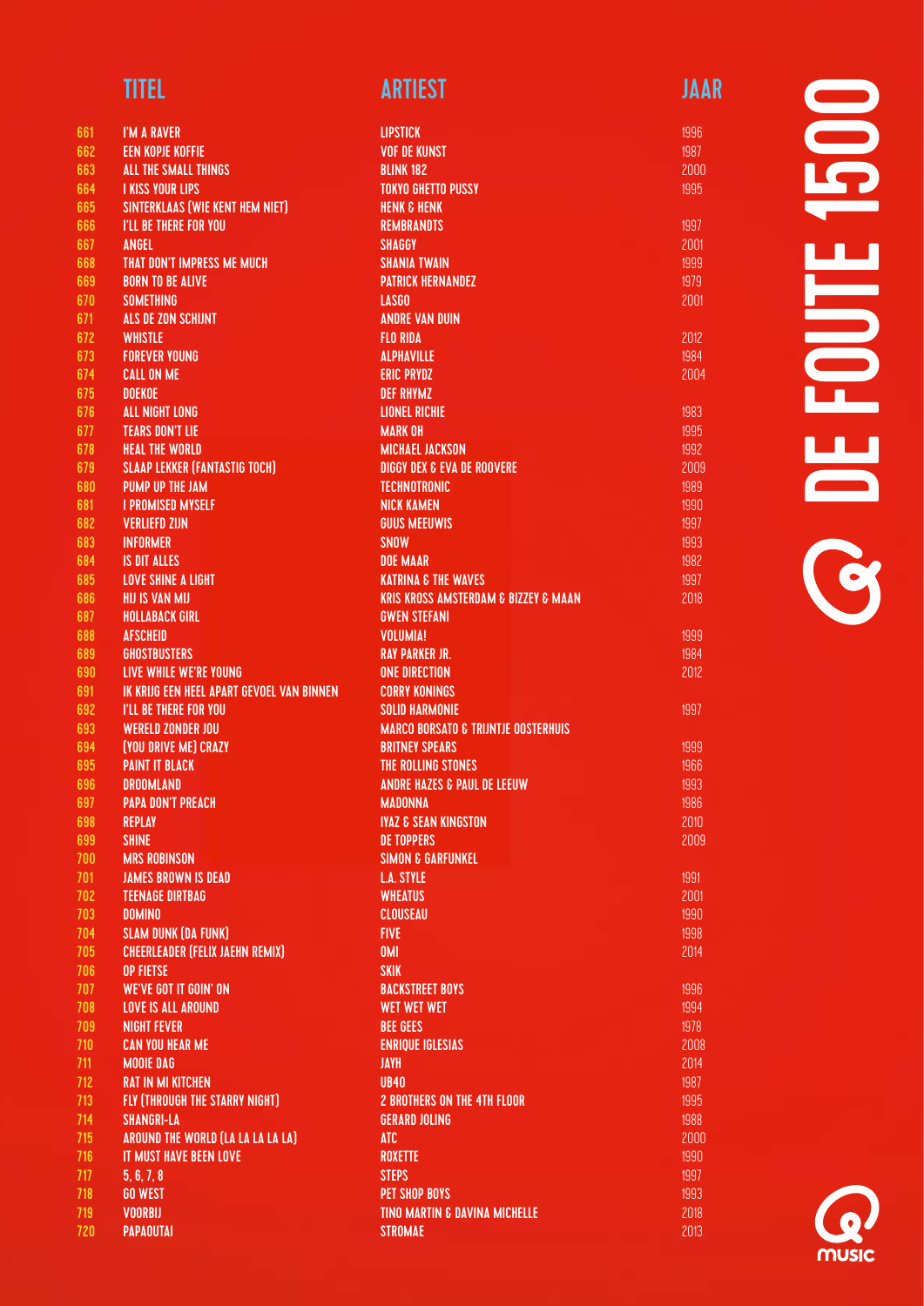# @ DE FOUTE 1500

| | TITEL | ARTIEST | JAAR |
|---|---|---|---|
| 661 | I'M A RAVER | LIPSTICK | 1996 |
| 662 | EEN KOPJE KOFFIE | VOF DE KUNST | 1987 |
| 663 | ALL THE SMALL THINGS | BLINK 182 | 2000 |
| 664 | I KISS YOUR LIPS | TOKYO GHETTO PUSSY | 1995 |
| 665 | SINTERKLAAS (WIE KENT HEM NIET) | HENK & HENK | |
| 666 | I'LL BE THERE FOR YOU | REMBRANDTS | 1997 |
| 667 | ANGEL | SHAGGY | 2001 |
| 668 | THAT DON'T IMPRESS ME MUCH | SHANIA TWAIN | 1999 |
| 669 | BORN TO BE ALIVE | PATRICK HERNANDEZ | 1979 |
| 670 | SOMETHING | LASGO | 2001 |
| 671 | ALS DE ZON SCHIJNT | ANDRE VAN DUIN | |
| 672 | WHISTLE | FLO RIDA | 2012 |
| 673 | FOREVER YOUNG | ALPHAVILLE | 1984 |
| 674 | CALL ON ME | ERIC PRYDZ | 2004 |
| 675 | DOEKOE | DEF RHYMZ | |
| 676 | ALL NIGHT LONG | LIONEL RICHIE | 1983 |
| 677 | TEARS DON'T LIE | MARK OH | 1995 |
| 678 | HEAL THE WORLD | MICHAEL JACKSON | 1992 |
| 679 | SLAAP LEKKER (FANTASTIG TOCH) | DIGGY DEX & EVA DE ROOVERE | 2009 |
| 680 | PUMP UP THE JAM | TECHNOTRONIC | 1989 |
| 681 | I PROMISED MYSELF | NICK KAMEN | 1990 |
| 682 | VERLIEFD ZIJN | GUUS MEEUWIS | 1997 |
| 683 | INFORMER | SNOW | 1993 |
| 684 | IS DIT ALLES | DOE MAAR | 1982 |
| 685 | LOVE SHINE A LIGHT | KATRINA & THE WAVES | 1997 |
| 686 | HIJ IS VAN MIJ | KRIS KROSS AMSTERDAM & BIZZEY & MAAN | 2018 |
| 687 | HOLLABACK GIRL | GWEN STEFANI | |
| 688 | AFSCHEID | VOLUMIA! | 1999 |
| 689 | GHOSTBUSTERS | RAY PARKER JR. | 1984 |
| 690 | LIVE WHILE WE'RE YOUNG | ONE DIRECTION | 2012 |
| 691 | IK KRIJG EEN HEEL APART GEVOEL VAN BINNEN | CORRY KONINGS | |
| 692 | I'LL BE THERE FOR YOU | SOLID HARMONIE | 1997 |
| 693 | WERELD ZONDER JOU | MARCO BORSATO & TRIJNTJE OOSTERHUIS | |
| 694 | (YOU DRIVE ME) CRAZY | BRITNEY SPEARS | 1999 |
| 695 | PAINT IT BLACK | THE ROLLING STONES | 1966 |
| 696 | DROOMLAND | ANDRE HAZES & PAUL DE LEEUW | 1993 |
| 697 | PAPA DON'T PREACH | MADONNA | 1986 |
| 698 | REPLAY | IYAZ & SEAN KINGSTON | 2010 |
| 699 | SHINE | DE TOPPERS | 2009 |
| 700 | MRS ROBINSON | SIMON & GARFUNKEL | |
| 701 | JAMES BROWN IS DEAD | L.A. STYLE | 1991 |
| 702 | TEENAGE DIRTBAG | WHEATUS | 2001 |
| 703 | DOMINO | CLOUSEAU | 1990 |
| 704 | SLAM DUNK (DA FUNK) | FIVE | 1998 |
| 705 | CHEERLEADER (FELIX JAEHN REMIX) | OMI | 2014 |
| 706 | OP FIETSE | SKIK | |
| 707 | WE'VE GOT IT GOIN' ON | BACKSTREET BOYS | 1996 |
| 708 | LOVE IS ALL AROUND | WET WET WET | 1994 |
| 709 | NIGHT FEVER | BEE GEES | 1978 |
| 710 | CAN YOU HEAR ME | ENRIQUE IGLESIAS | 2008 |
| 711 | MOOIE DAG | JAYH | 2014 |
| 712 | RAT IN MI KITCHEN | UB40 | 1987 |
| 713 | FLY (THROUGH THE STARRY NIGHT) | 2 BROTHERS ON THE 4TH FLOOR | 1995 |
| 714 | SHANGRI-LA | GERARD JOLING | 1988 |
| 715 | AROUND THE WORLD (LA LA LA LA LA) | ATC | 2000 |
| 716 | IT MUST HAVE BEEN LOVE | ROXETTE | 1990 |
| 717 | 5, 6, 7, 8 | STEPS | 1997 |
| 718 | GO WEST | PET SHOP BOYS | 1993 |
| 719 | VOORBIJ | TINO MARTIN & DAVINA MICHELLE | 2018 |
| 720 | PAPAOUTAI | STROMAE | 2013 |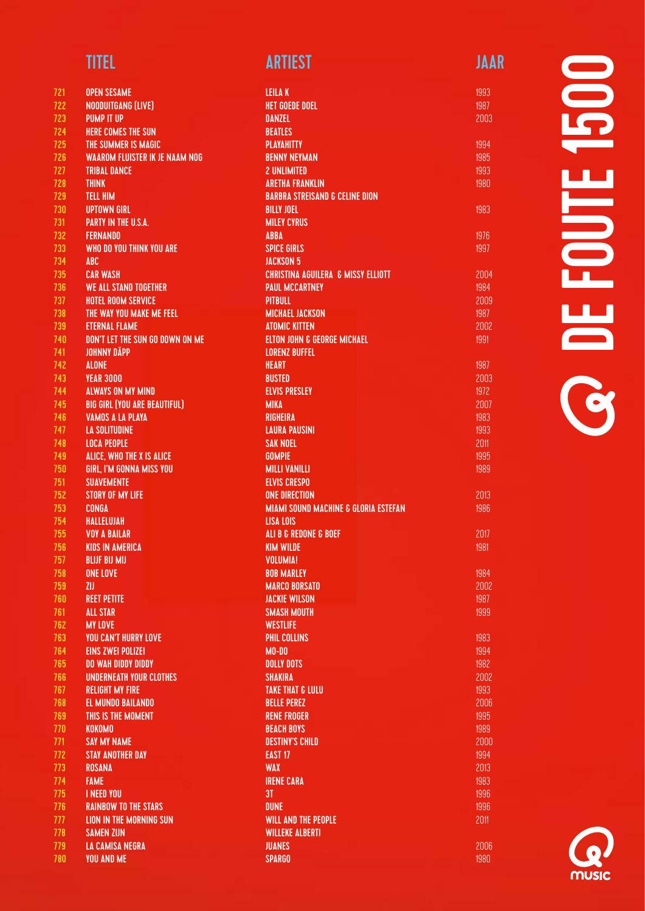# DE FOUTE 1500

| | TITEL | ARTIEST | JAAR |
|---|---|---|---|
| 721 | OPEN SESAME | LEILA K | 1993 |
| 722 | NOODUITGANG (LIVE) | HET GOEDE DOEL | 1987 |
| 723 | PUMP IT UP | DANZEL | 2003 |
| 724 | HERE COMES THE SUN | BEATLES | |
| 725 | THE SUMMER IS MAGIC | PLAYAHITTY | 1994 |
| 726 | WAAROM FLUISTER IK JE NAAM NOG | BENNY NEYMAN | 1985 |
| 727 | TRIBAL DANCE | 2 UNLIMITED | 1993 |
| 728 | THINK | ARETHA FRANKLIN | 1980 |
| 729 | TELL HIM | BARBRA STREISAND & CELINE DION | |
| 730 | UPTOWN GIRL | BILLY JOEL | 1983 |
| 731 | PARTY IN THE U.S.A. | MILEY CYRUS | |
| 732 | FERNANDO | ABBA | 1976 |
| 733 | WHO DO YOU THINK YOU ARE | SPICE GIRLS | 1997 |
| 734 | ABC | JACKSON 5 | |
| 735 | CAR WASH | CHRISTINA AGUILERA & MISSY ELLIOTT | 2004 |
| 736 | WE ALL STAND TOGETHER | PAUL MCCARTNEY | 1984 |
| 737 | HOTEL ROOM SERVICE | PITBULL | 2009 |
| 738 | THE WAY YOU MAKE ME FEEL | MICHAEL JACKSON | 1987 |
| 739 | ETERNAL FLAME | ATOMIC KITTEN | 2002 |
| 740 | DON'T LET THE SUN GO DOWN ON ME | ELTON JOHN & GEORGE MICHAEL | 1991 |
| 741 | JOHNNY DÄPP | LORENZ BUFFEL | |
| 742 | ALONE | HEART | 1987 |
| 743 | YEAR 3000 | BUSTED | 2003 |
| 744 | ALWAYS ON MY MIND | ELVIS PRESLEY | 1972 |
| 745 | BIG GIRL (YOU ARE BEAUTIFUL) | MIKA | 2007 |
| 746 | VAMOS A LA PLAYA | RIGHEIRA | 1983 |
| 747 | LA SOLITUDINE | LAURA PAUSINI | 1993 |
| 748 | LOCA PEOPLE | SAK NOEL | 2011 |
| 749 | ALICE, WHO THE X IS ALICE | GOMPIE | 1995 |
| 750 | GIRL, I'M GONNA MISS YOU | MILLI VANILLI | 1989 |
| 751 | SUAVEMENTE | ELVIS CRESPO | |
| 752 | STORY OF MY LIFE | ONE DIRECTION | 2013 |
| 753 | CONGA | MIAMI SOUND MACHINE & GLORIA ESTEFAN | 1986 |
| 754 | HALLELUJAH | LISA LOIS | |
| 755 | VOY A BAILAR | ALI B & REDONE & BOEF | 2017 |
| 756 | KIDS IN AMERICA | KIM WILDE | 1981 |
| 757 | BLIJF BIJ MIJ | VOLUMIA! | |
| 758 | ONE LOVE | BOB MARLEY | 1984 |
| 759 | ZIJ | MARCO BORSATO | 2002 |
| 760 | REET PETITE | JACKIE WILSON | 1987 |
| 761 | ALL STAR | SMASH MOUTH | 1999 |
| 762 | MY LOVE | WESTLIFE | |
| 763 | YOU CAN'T HURRY LOVE | PHIL COLLINS | 1983 |
| 764 | EINS ZWEI POLIZEI | MO-DO | 1994 |
| 765 | DO WAH DIDDY DIDDY | DOLLY DOTS | 1982 |
| 766 | UNDERNEATH YOUR CLOTHES | SHAKIRA | 2002 |
| 767 | RELIGHT MY FIRE | TAKE THAT & LULU | 1993 |
| 768 | EL MUNDO BAILANDO | BELLE PEREZ | 2006 |
| 769 | THIS IS THE MOMENT | RENE FROGER | 1995 |
| 770 | KOKOMO | BEACH BOYS | 1989 |
| 771 | SAY MY NAME | DESTINY'S CHILD | 2000 |
| 772 | STAY ANOTHER DAY | EAST 17 | 1994 |
| 773 | ROSANA | WAX | 2013 |
| 774 | FAME | IRENE CARA | 1983 |
| 775 | I NEED YOU | 3T | 1996 |
| 776 | RAINBOW TO THE STARS | DUNE | 1996 |
| 777 | LION IN THE MORNING SUN | WILL AND THE PEOPLE | 2011 |
| 778 | SAMEN ZIJN | WILLEKE ALBERTI | |
| 779 | LA CAMISA NEGRA | JUANES | 2006 |
| 780 | YOU AND ME | SPARGO | 1980 |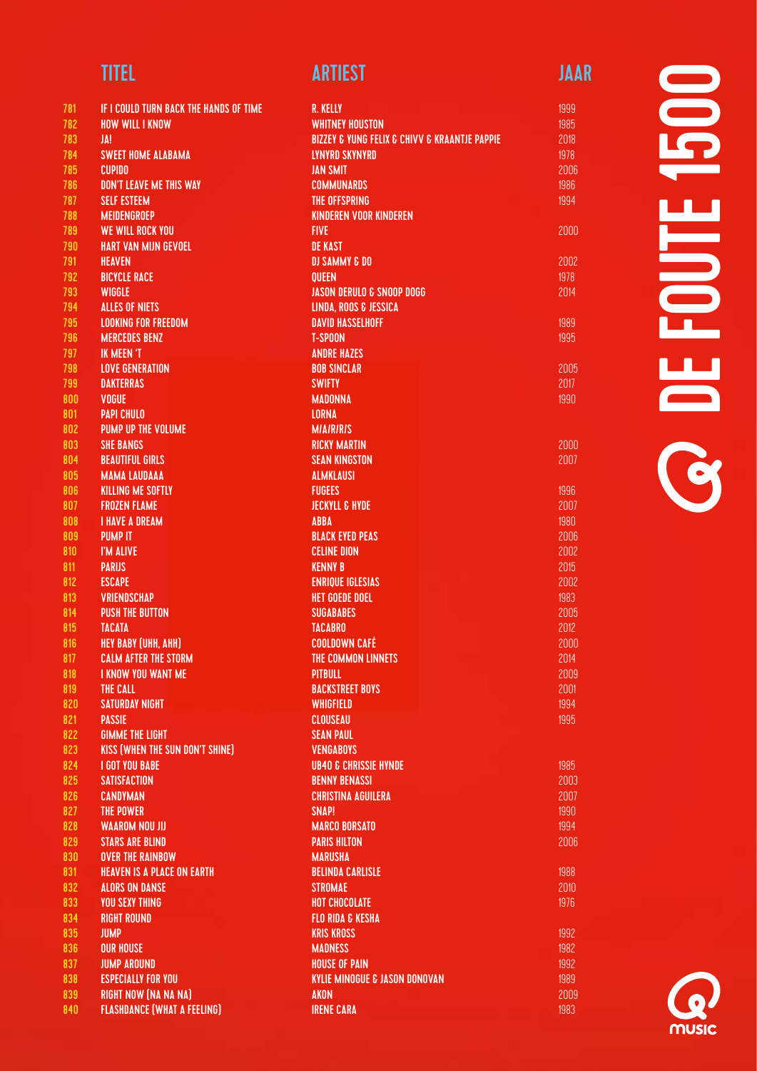# DE FOUTE 1500

|  | TITEL | ARTIEST | JAAR |
|---|---|---|---|
| 781 | IF I COULD TURN BACK THE HANDS OF TIME | R. KELLY | 1999 |
| 782 | HOW WILL I KNOW | WHITNEY HOUSTON | 1985 |
| 783 | JA! | BIZZEY & YUNG FELIX & CHIVV & KRAANTJE PAPPIE | 2018 |
| 784 | SWEET HOME ALABAMA | LYNYRD SKYNYRD | 1978 |
| 785 | CUPIDO | JAN SMIT | 2006 |
| 786 | DON'T LEAVE ME THIS WAY | COMMUNARDS | 1986 |
| 787 | SELF ESTEEM | THE OFFSPRING | 1994 |
| 788 | MEIDENGROEP | KINDEREN VOOR KINDEREN |  |
| 789 | WE WILL ROCK YOU | FIVE | 2000 |
| 790 | HART VAN MIJN GEVOEL | DE KAST |  |
| 791 | HEAVEN | DJ SAMMY & DO | 2002 |
| 792 | BICYCLE RACE | QUEEN | 1978 |
| 793 | WIGGLE | JASON DERULO & SNOOP DOGG | 2014 |
| 794 | ALLES OF NIETS | LINDA, ROOS & JESSICA |  |
| 795 | LOOKING FOR FREEDOM | DAVID HASSELHOFF | 1989 |
| 796 | MERCEDES BENZ | T-SPOON | 1995 |
| 797 | IK MEEN 'T | ANDRE HAZES |  |
| 798 | LOVE GENERATION | BOB SINCLAR | 2005 |
| 799 | DAKTERRAS | SWIFTY | 2017 |
| 800 | VOGUE | MADONNA | 1990 |
| 801 | PAPI CHULO | LORNA |  |
| 802 | PUMP UP THE VOLUME | M/A/R/R/S |  |
| 803 | SHE BANGS | RICKY MARTIN | 2000 |
| 804 | BEAUTIFUL GIRLS | SEAN KINGSTON | 2007 |
| 805 | MAMA LAUDAAA | ALMKLAUSI |  |
| 806 | KILLING ME SOFTLY | FUGEES | 1996 |
| 807 | FROZEN FLAME | JECKYLL & HYDE | 2007 |
| 808 | I HAVE A DREAM | ABBA | 1980 |
| 809 | PUMP IT | BLACK EYED PEAS | 2006 |
| 810 | I'M ALIVE | CELINE DION | 2002 |
| 811 | PARIJS | KENNY B | 2015 |
| 812 | ESCAPE | ENRIQUE IGLESIAS | 2002 |
| 813 | VRIENDSCHAP | HET GOEDE DOEL | 1983 |
| 814 | PUSH THE BUTTON | SUGABABES | 2005 |
| 815 | TACATA | TACABRO | 2012 |
| 816 | HEY BABY (UHH, AHH) | COOLDOWN CAFÉ | 2000 |
| 817 | CALM AFTER THE STORM | THE COMMON LINNETS | 2014 |
| 818 | I KNOW YOU WANT ME | PITBULL | 2009 |
| 819 | THE CALL | BACKSTREET BOYS | 2001 |
| 820 | SATURDAY NIGHT | WHIGFIELD | 1994 |
| 821 | PASSIE | CLOUSEAU | 1995 |
| 822 | GIMME THE LIGHT | SEAN PAUL |  |
| 823 | KISS (WHEN THE SUN DON'T SHINE) | VENGABOYS |  |
| 824 | I GOT YOU BABE | UB40 & CHRISSIE HYNDE | 1985 |
| 825 | SATISFACTION | BENNY BENASSI | 2003 |
| 826 | CANDYMAN | CHRISTINA AGUILERA | 2007 |
| 827 | THE POWER | SNAP! | 1990 |
| 828 | WAAROM NOU JIJ | MARCO BORSATO | 1994 |
| 829 | STARS ARE BLIND | PARIS HILTON | 2006 |
| 830 | OVER THE RAINBOW | MARUSHA |  |
| 831 | HEAVEN IS A PLACE ON EARTH | BELINDA CARLISLE | 1988 |
| 832 | ALORS ON DANSE | STROMAE | 2010 |
| 833 | YOU SEXY THING | HOT CHOCOLATE | 1976 |
| 834 | RIGHT ROUND | FLO RIDA & KESHA |  |
| 835 | JUMP | KRIS KROSS | 1992 |
| 836 | OUR HOUSE | MADNESS | 1982 |
| 837 | JUMP AROUND | HOUSE OF PAIN | 1992 |
| 838 | ESPECIALLY FOR YOU | KYLIE MINOGUE & JASON DONOVAN | 1989 |
| 839 | RIGHT NOW (NA NA NA) | AKON | 2009 |
| 840 | FLASHDANCE (WHAT A FEELING) | IRENE CARA | 1983 |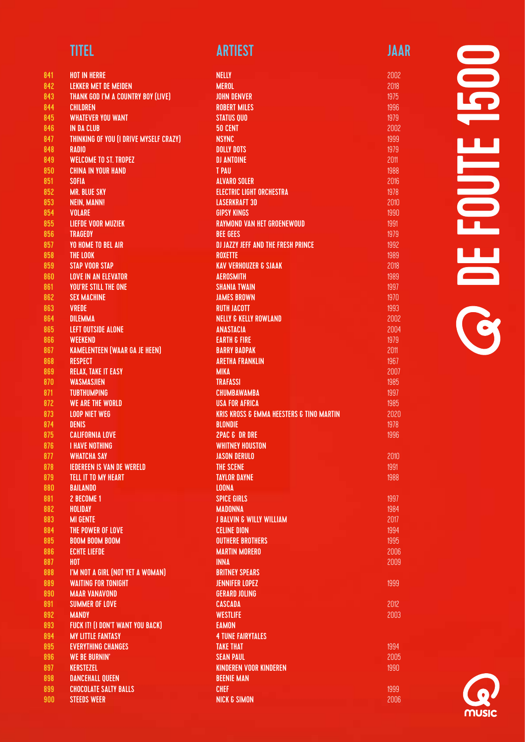# DE FOUTE 1500

|  | TITEL | ARTIEST | JAAR |
|---|---|---|---|
| 841 | HOT IN HERRE | NELLY | 2002 |
| 842 | LEKKER MET DE MEIDEN | MEROL | 2018 |
| 843 | THANK GOD I'M A COUNTRY BOY (LIVE) | JOHN DENVER | 1975 |
| 844 | CHILDREN | ROBERT MILES | 1996 |
| 845 | WHATEVER YOU WANT | STATUS QUO | 1979 |
| 846 | IN DA CLUB | 50 CENT | 2002 |
| 847 | THINKING OF YOU (I DRIVE MYSELF CRAZY) | NSYNC | 1999 |
| 848 | RADIO | DOLLY DOTS | 1979 |
| 849 | WELCOME TO ST. TROPEZ | DJ ANTOINE | 2011 |
| 850 | CHINA IN YOUR HAND | T PAU | 1988 |
| 851 | SOFIA | ALVARO SOLER | 2016 |
| 852 | MR. BLUE SKY | ELECTRIC LIGHT ORCHESTRA | 1978 |
| 853 | NEIN, MANN! | LASERKRAFT 3D | 2010 |
| 854 | VOLARE | GIPSY KINGS | 1990 |
| 855 | LIEFDE VOOR MUZIEK | RAYMOND VAN HET GROENEWOUD | 1991 |
| 856 | TRAGEDY | BEE GEES | 1979 |
| 857 | YO HOME TO BEL AIR | DJ JAZZY JEFF AND THE FRESH PRINCE | 1992 |
| 858 | THE LOOK | ROXETTE | 1989 |
| 859 | STAP VOOR STAP | KAV VERHOUZER & SJAAK | 2018 |
| 860 | LOVE IN AN ELEVATOR | AEROSMITH | 1989 |
| 861 | YOU'RE STILL THE ONE | SHANIA TWAIN | 1997 |
| 862 | SEX MACHINE | JAMES BROWN | 1970 |
| 863 | VREDE | RUTH JACOTT | 1993 |
| 864 | DILEMMA | NELLY & KELLY ROWLAND | 2002 |
| 865 | LEFT OUTSIDE ALONE | ANASTACIA | 2004 |
| 866 | WEEKEND | EARTH & FIRE | 1979 |
| 867 | KAMELENTEEN (WAAR GA JE HEEN) | BARRY BADPAK | 2011 |
| 868 | RESPECT | ARETHA FRANKLIN | 1967 |
| 869 | RELAX, TAKE IT EASY | MIKA | 2007 |
| 870 | WASMASJIEN | TRAFASSI | 1985 |
| 871 | TUBTHUMPING | CHUMBAWAMBA | 1997 |
| 872 | WE ARE THE WORLD | USA FOR AFRICA | 1985 |
| 873 | LOOP NIET WEG | KRIS KROSS & EMMA HEESTERS & TINO MARTIN | 2020 |
| 874 | DENIS | BLONDIE | 1978 |
| 875 | CALIFORNIA LOVE | 2PAC & DR DRE | 1996 |
| 876 | I HAVE NOTHING | WHITNEY HOUSTON | |
| 877 | WHATCHA SAY | JASON DERULO | 2010 |
| 878 | IEDEREEN IS VAN DE WERELD | THE SCENE | 1991 |
| 879 | TELL IT TO MY HEART | TAYLOR DAYNE | 1988 |
| 880 | BAILANDO | LOONA | |
| 881 | 2 BECOME 1 | SPICE GIRLS | 1997 |
| 882 | HOLIDAY | MADONNA | 1984 |
| 883 | MI GENTE | J BALVIN & WILLY WILLIAM | 2017 |
| 884 | THE POWER OF LOVE | CELINE DION | 1994 |
| 885 | BOOM BOOM BOOM | OUTHERE BROTHERS | 1995 |
| 886 | ECHTE LIEFDE | MARTIN MORERO | 2006 |
| 887 | HOT | INNA | 2009 |
| 888 | I'M NOT A GIRL (NOT YET A WOMAN) | BRITNEY SPEARS | |
| 889 | WAITING FOR TONIGHT | JENNIFER LOPEZ | 1999 |
| 890 | MAAR VANAVOND | GERARD JOLING | |
| 891 | SUMMER OF LOVE | CASCADA | 2012 |
| 892 | MANDY | WESTLIFE | 2003 |
| 893 | FUCK IT! (I DON'T WANT YOU BACK) | EAMON | |
| 894 | MY LITTLE FANTASY | 4 TUNE FAIRYTALES | |
| 895 | EVERYTHING CHANGES | TAKE THAT | 1994 |
| 896 | WE BE BURNIN' | SEAN PAUL | 2005 |
| 897 | KERSTEZEL | KINDEREN VOOR KINDEREN | 1990 |
| 898 | DANCEHALL QUEEN | BEENIE MAN | |
| 899 | CHOCOLATE SALTY BALLS | CHEF | 1999 |
| 900 | STEEDS WEER | NICK & SIMON | 2006 |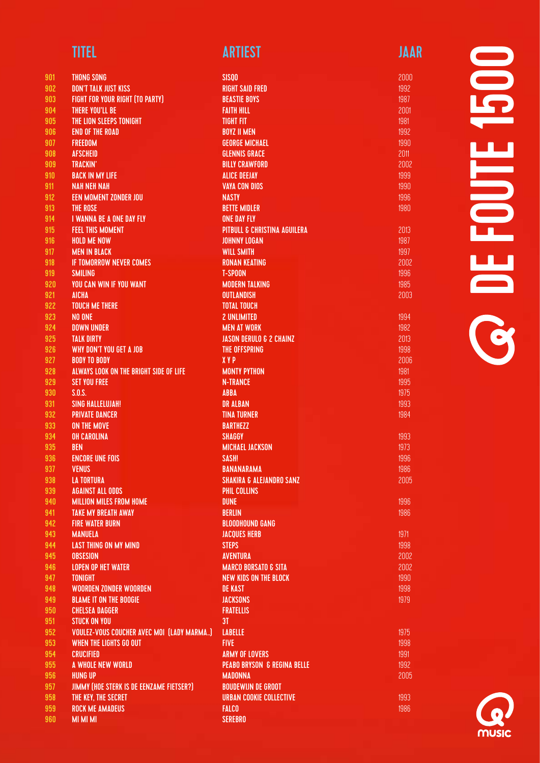# DE FOUTE 1500

| | TITEL | ARTIEST | JAAR |
|---|---|---|---|
| 901 | THONG SONG | SISQO | 2000 |
| 902 | DON'T TALK JUST KISS | RIGHT SAID FRED | 1992 |
| 903 | FIGHT FOR YOUR RIGHT (TO PARTY) | BEASTIE BOYS | 1987 |
| 904 | THERE YOU'LL BE | FAITH HILL | 2001 |
| 905 | THE LION SLEEPS TONIGHT | TIGHT FIT | 1981 |
| 906 | END OF THE ROAD | BOYZ II MEN | 1992 |
| 907 | FREEDOM | GEORGE MICHAEL | 1990 |
| 908 | AFSCHEID | GLENNIS GRACE | 2011 |
| 909 | TRACKIN' | BILLY CRAWFORD | 2002 |
| 910 | BACK IN MY LIFE | ALICE DEEJAY | 1999 |
| 911 | NAH NEH NAH | VAYA CON DIOS | 1990 |
| 912 | EEN MOMENT ZONDER JOU | NASTY | 1996 |
| 913 | THE ROSE | BETTE MIDLER | 1980 |
| 914 | I WANNA BE A ONE DAY FLY | ONE DAY FLY | |
| 915 | FEEL THIS MOMENT | PITBULL & CHRISTINA AGUILERA | 2013 |
| 916 | HOLD ME NOW | JOHNNY LOGAN | 1987 |
| 917 | MEN IN BLACK | WILL SMITH | 1997 |
| 918 | IF TOMORROW NEVER COMES | RONAN KEATING | 2002 |
| 919 | SMILING | T-SPOON | 1996 |
| 920 | YOU CAN WIN IF YOU WANT | MODERN TALKING | 1985 |
| 921 | AICHA | OUTLANDISH | 2003 |
| 922 | TOUCH ME THERE | TOTAL TOUCH | |
| 923 | NO ONE | 2 UNLIMITED | 1994 |
| 924 | DOWN UNDER | MEN AT WORK | 1982 |
| 925 | TALK DIRTY | JASON DERULO & 2 CHAINZ | 2013 |
| 926 | WHY DON'T YOU GET A JOB | THE OFFSPRING | 1998 |
| 927 | BODY TO BODY | X Y P | 2006 |
| 928 | ALWAYS LOOK ON THE BRIGHT SIDE OF LIFE | MONTY PYTHON | 1981 |
| 929 | SET YOU FREE | N-TRANCE | 1995 |
| 930 | S.O.S. | ABBA | 1975 |
| 931 | SING HALLELUJAH! | DR ALBAN | 1993 |
| 932 | PRIVATE DANCER | TINA TURNER | 1984 |
| 933 | ON THE MOVE | BARTHEZZ | |
| 934 | OH CAROLINA | SHAGGY | 1993 |
| 935 | BEN | MICHAEL JACKSON | 1973 |
| 936 | ENCORE UNE FOIS | SASH! | 1996 |
| 937 | VENUS | BANANARAMA | 1986 |
| 938 | LA TORTURA | SHAKIRA & ALEJANDRO SANZ | 2005 |
| 939 | AGAINST ALL ODDS | PHIL COLLINS | |
| 940 | MILLION MILES FROM HOME | DUNE | 1996 |
| 941 | TAKE MY BREATH AWAY | BERLIN | 1986 |
| 942 | FIRE WATER BURN | BLOODHOUND GANG | |
| 943 | MANUELA | JACQUES HERB | 1971 |
| 944 | LAST THING ON MY MIND | STEPS | 1998 |
| 945 | OBSESION | AVENTURA | 2002 |
| 946 | LOPEN OP HET WATER | MARCO BORSATO & SITA | 2002 |
| 947 | TONIGHT | NEW KIDS ON THE BLOCK | 1990 |
| 948 | WOORDEN ZONDER WOORDEN | DE KAST | 1998 |
| 949 | BLAME IT ON THE BOOGIE | JACKSONS | 1979 |
| 950 | CHELSEA DAGGER | FRATELLIS | |
| 951 | STUCK ON YOU | 3T | |
| 952 | VOULEZ-VOUS COUCHER AVEC MOI (LADY MARMA..) | LABELLE | 1975 |
| 953 | WHEN THE LIGHTS GO OUT | FIVE | 1998 |
| 954 | CRUCIFIED | ARMY OF LOVERS | 1991 |
| 955 | A WHOLE NEW WORLD | PEABO BRYSON & REGINA BELLE | 1992 |
| 956 | HUNG UP | MADONNA | 2005 |
| 957 | JIMMY (HOE STERK IS DE EENZAME FIETSER?) | BOUDEWIJN DE GROOT | |
| 958 | THE KEY, THE SECRET | URBAN COOKIE COLLECTIVE | 1993 |
| 959 | ROCK ME AMADEUS | FALCO | 1986 |
| 960 | MI MI MI | SEREBRO | |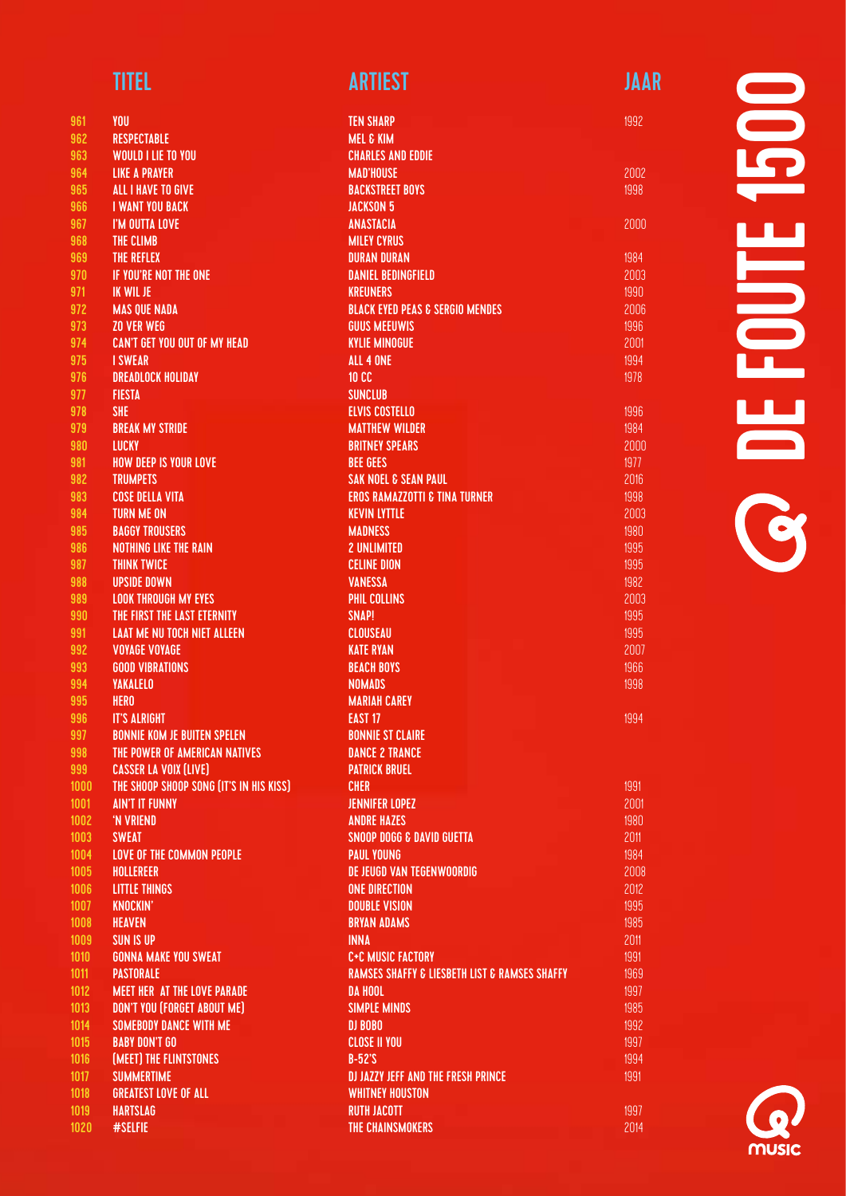| | TITEL | ARTIEST | JAAR |
|---|---|---|---|
| 961 | YOU | TEN SHARP | 1992 |
| 962 | RESPECTABLE | MEL & KIM | |
| 963 | WOULD I LIE TO YOU | CHARLES AND EDDIE | |
| 964 | LIKE A PRAYER | MAD'HOUSE | 2002 |
| 965 | ALL I HAVE TO GIVE | BACKSTREET BOYS | 1998 |
| 966 | I WANT YOU BACK | JACKSON 5 | |
| 967 | I'M OUTTA LOVE | ANASTACIA | 2000 |
| 968 | THE CLIMB | MILEY CYRUS | |
| 969 | THE REFLEX | DURAN DURAN | 1984 |
| 970 | IF YOU'RE NOT THE ONE | DANIEL BEDINGFIELD | 2003 |
| 971 | IK WIL JE | KREUNERS | 1990 |
| 972 | MAS QUE NADA | BLACK EYED PEAS & SERGIO MENDES | 2006 |
| 973 | ZO VER WEG | GUUS MEEUWIS | 1996 |
| 974 | CAN'T GET YOU OUT OF MY HEAD | KYLIE MINOGUE | 2001 |
| 975 | I SWEAR | ALL 4 ONE | 1994 |
| 976 | DREADLOCK HOLIDAY | 10 CC | 1978 |
| 977 | FIESTA | SUNCLUB | |
| 978 | SHE | ELVIS COSTELLO | 1996 |
| 979 | BREAK MY STRIDE | MATTHEW WILDER | 1984 |
| 980 | LUCKY | BRITNEY SPEARS | 2000 |
| 981 | HOW DEEP IS YOUR LOVE | BEE GEES | 1977 |
| 982 | TRUMPETS | SAK NOEL & SEAN PAUL | 2016 |
| 983 | COSE DELLA VITA | EROS RAMAZZOTTI & TINA TURNER | 1998 |
| 984 | TURN ME ON | KEVIN LYTTLE | 2003 |
| 985 | BAGGY TROUSERS | MADNESS | 1980 |
| 986 | NOTHING LIKE THE RAIN | 2 UNLIMITED | 1995 |
| 987 | THINK TWICE | CELINE DION | 1995 |
| 988 | UPSIDE DOWN | VANESSA | 1982 |
| 989 | LOOK THROUGH MY EYES | PHIL COLLINS | 2003 |
| 990 | THE FIRST THE LAST ETERNITY | SNAP! | 1995 |
| 991 | LAAT ME NU TOCH NIET ALLEEN | CLOUSEAU | 1995 |
| 992 | VOYAGE VOYAGE | KATE RYAN | 2007 |
| 993 | GOOD VIBRATIONS | BEACH BOYS | 1966 |
| 994 | YAKALELO | NOMADS | 1998 |
| 995 | HERO | MARIAH CAREY | |
| 996 | IT'S ALRIGHT | EAST 17 | 1994 |
| 997 | BONNIE KOM JE BUITEN SPELEN | BONNIE ST CLAIRE | |
| 998 | THE POWER OF AMERICAN NATIVES | DANCE 2 TRANCE | |
| 999 | CASSER LA VOIX (LIVE) | PATRICK BRUEL | |
| 1000 | THE SHOOP SHOOP SONG (IT'S IN HIS KISS) | CHER | 1991 |
| 1001 | AIN'T IT FUNNY | JENNIFER LOPEZ | 2001 |
| 1002 | 'N VRIEND | ANDRE HAZES | 1980 |
| 1003 | SWEAT | SNOOP DOGG & DAVID GUETTA | 2011 |
| 1004 | LOVE OF THE COMMON PEOPLE | PAUL YOUNG | 1984 |
| 1005 | HOLLEREER | DE JEUGD VAN TEGENWOORDIG | 2008 |
| 1006 | LITTLE THINGS | ONE DIRECTION | 2012 |
| 1007 | KNOCKIN' | DOUBLE VISION | 1995 |
| 1008 | HEAVEN | BRYAN ADAMS | 1985 |
| 1009 | SUN IS UP | INNA | 2011 |
| 1010 | GONNA MAKE YOU SWEAT | C+C MUSIC FACTORY | 1991 |
| 1011 | PASTORALE | RAMSES SHAFFY & LIESBETH LIST & RAMSES SHAFFY | 1969 |
| 1012 | MEET HER AT THE LOVE PARADE | DA HOOL | 1997 |
| 1013 | DON'T YOU (FORGET ABOUT ME) | SIMPLE MINDS | 1985 |
| 1014 | SOMEBODY DANCE WITH ME | DJ BOBO | 1992 |
| 1015 | BABY DON'T GO | CLOSE II YOU | 1997 |
| 1016 | (MEET) THE FLINTSTONES | B-52'S | 1994 |
| 1017 | SUMMERTIME | DJ JAZZY JEFF AND THE FRESH PRINCE | 1991 |
| 1018 | GREATEST LOVE OF ALL | WHITNEY HOUSTON | |
| 1019 | HARTSLAG | RUTH JACOTT | 1997 |
| 1020 | #SELFIE | THE CHAINSMOKERS | 2014 |

DE FOUTE 1500

Q MUSIC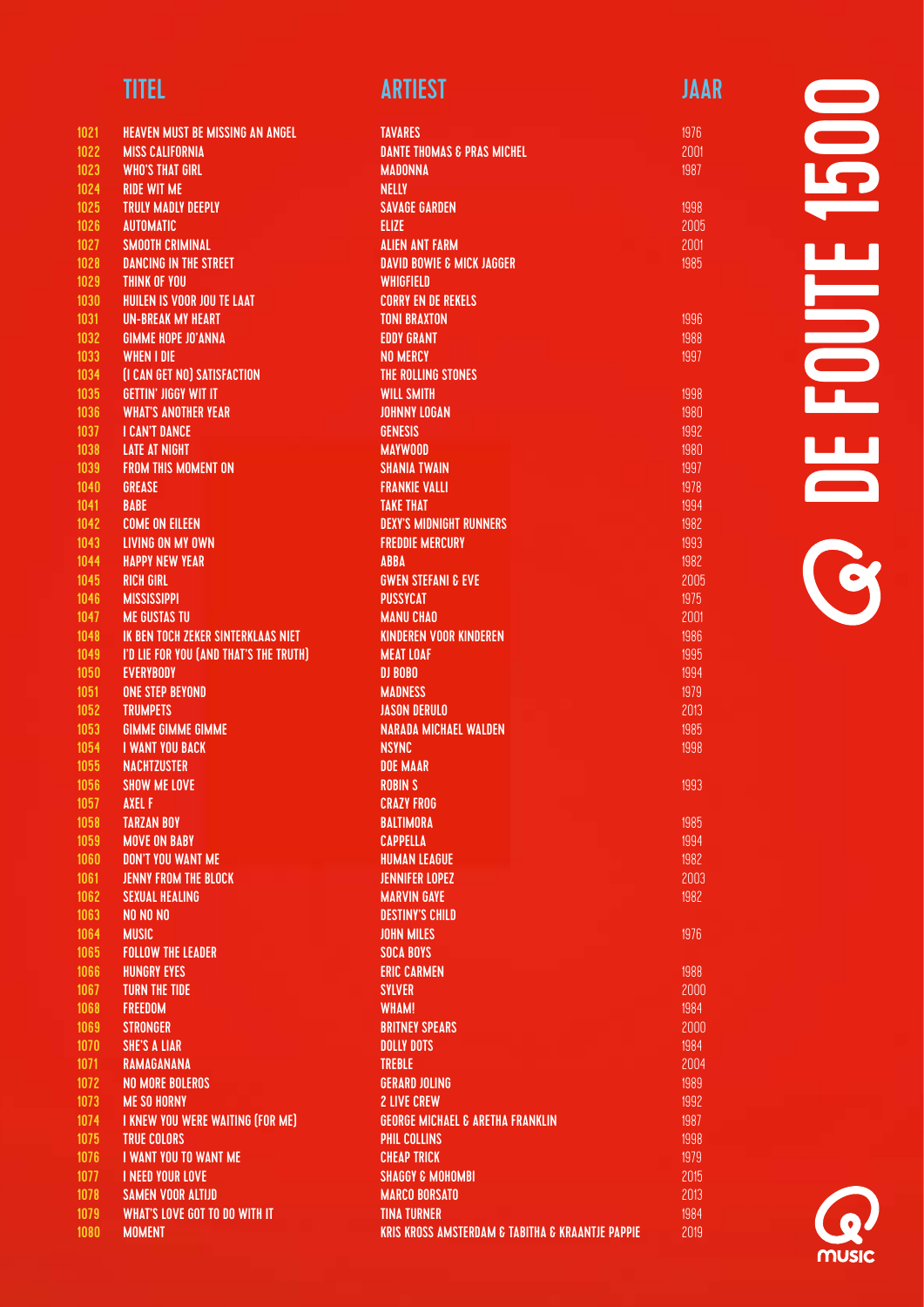| | TITEL | ARTIEST | JAAR |
|---|---|---|---|
| 1021 | HEAVEN MUST BE MISSING AN ANGEL | TAVARES | 1976 |
| 1022 | MISS CALIFORNIA | DANTE THOMAS & PRAS MICHEL | 2001 |
| 1023 | WHO'S THAT GIRL | MADONNA | 1987 |
| 1024 | RIDE WIT ME | NELLY | |
| 1025 | TRULY MADLY DEEPLY | SAVAGE GARDEN | 1998 |
| 1026 | AUTOMATIC | ELIZE | 2005 |
| 1027 | SMOOTH CRIMINAL | ALIEN ANT FARM | 2001 |
| 1028 | DANCING IN THE STREET | DAVID BOWIE & MICK JAGGER | 1985 |
| 1029 | THINK OF YOU | WHIGFIELD | |
| 1030 | HUILEN IS VOOR JOU TE LAAT | CORRY EN DE REKELS | |
| 1031 | UN-BREAK MY HEART | TONI BRAXTON | 1996 |
| 1032 | GIMME HOPE JO'ANNA | EDDY GRANT | 1988 |
| 1033 | WHEN I DIE | NO MERCY | 1997 |
| 1034 | (I CAN GET NO) SATISFACTION | THE ROLLING STONES | |
| 1035 | GETTIN' JIGGY WIT IT | WILL SMITH | 1998 |
| 1036 | WHAT'S ANOTHER YEAR | JOHNNY LOGAN | 1980 |
| 1037 | I CAN'T DANCE | GENESIS | 1992 |
| 1038 | LATE AT NIGHT | MAYWOOD | 1980 |
| 1039 | FROM THIS MOMENT ON | SHANIA TWAIN | 1997 |
| 1040 | GREASE | FRANKIE VALLI | 1978 |
| 1041 | BABE | TAKE THAT | 1994 |
| 1042 | COME ON EILEEN | DEXY'S MIDNIGHT RUNNERS | 1982 |
| 1043 | LIVING ON MY OWN | FREDDIE MERCURY | 1993 |
| 1044 | HAPPY NEW YEAR | ABBA | 1982 |
| 1045 | RICH GIRL | GWEN STEFANI & EVE | 2005 |
| 1046 | MISSISSIPPI | PUSSYCAT | 1975 |
| 1047 | ME GUSTAS TU | MANU CHAO | 2001 |
| 1048 | IK BEN TOCH ZEKER SINTERKLAAS NIET | KINDEREN VOOR KINDEREN | 1986 |
| 1049 | I'D LIE FOR YOU (AND THAT'S THE TRUTH) | MEAT LOAF | 1995 |
| 1050 | EVERYBODY | DJ BOBO | 1994 |
| 1051 | ONE STEP BEYOND | MADNESS | 1979 |
| 1052 | TRUMPETS | JASON DERULO | 2013 |
| 1053 | GIMME GIMME GIMME | NARADA MICHAEL WALDEN | 1985 |
| 1054 | I WANT YOU BACK | NSYNC | 1998 |
| 1055 | NACHTZUSTER | DOE MAAR | |
| 1056 | SHOW ME LOVE | ROBIN S | 1993 |
| 1057 | AXEL F | CRAZY FROG | |
| 1058 | TARZAN BOY | BALTIMORA | 1985 |
| 1059 | MOVE ON BABY | CAPPELLA | 1994 |
| 1060 | DON'T YOU WANT ME | HUMAN LEAGUE | 1982 |
| 1061 | JENNY FROM THE BLOCK | JENNIFER LOPEZ | 2003 |
| 1062 | SEXUAL HEALING | MARVIN GAYE | 1982 |
| 1063 | NO NO NO | DESTINY'S CHILD | |
| 1064 | MUSIC | JOHN MILES | 1976 |
| 1065 | FOLLOW THE LEADER | SOCA BOYS | |
| 1066 | HUNGRY EYES | ERIC CARMEN | 1988 |
| 1067 | TURN THE TIDE | SYLVER | 2000 |
| 1068 | FREEDOM | WHAM! | 1984 |
| 1069 | STRONGER | BRITNEY SPEARS | 2000 |
| 1070 | SHE'S A LIAR | DOLLY DOTS | 1984 |
| 1071 | RAMAGANANA | TREBLE | 2004 |
| 1072 | NO MORE BOLEROS | GERARD JOLING | 1989 |
| 1073 | ME SO HORNY | 2 LIVE CREW | 1992 |
| 1074 | I KNEW YOU WERE WAITING (FOR ME) | GEORGE MICHAEL & ARETHA FRANKLIN | 1987 |
| 1075 | TRUE COLORS | PHIL COLLINS | 1998 |
| 1076 | I WANT YOU TO WANT ME | CHEAP TRICK | 1979 |
| 1077 | I NEED YOUR LOVE | SHAGGY & MOHOMBI | 2015 |
| 1078 | SAMEN VOOR ALTIJD | MARCO BORSATO | 2013 |
| 1079 | WHAT'S LOVE GOT TO DO WITH IT | TINA TURNER | 1984 |
| 1080 | MOMENT | KRIS KROSS AMSTERDAM & TABITHA & KRAANTJE PAPPIE | 2019 |

DE FOUTE 1500

Q music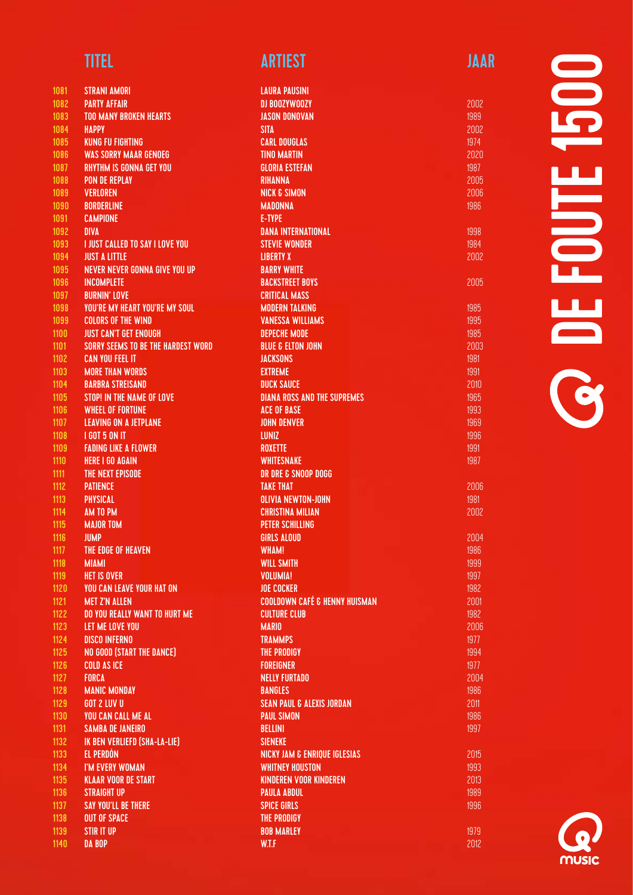# DE FOUTE 1500

| | TITEL | ARTIEST | JAAR |
|---|---|---|---|
| 1081 | STRANI AMORI | LAURA PAUSINI | |
| 1082 | PARTY AFFAIR | DJ BOOZYWOOZY | 2002 |
| 1083 | TOO MANY BROKEN HEARTS | JASON DONOVAN | 1989 |
| 1084 | HAPPY | SITA | 2002 |
| 1085 | KUNG FU FIGHTING | CARL DOUGLAS | 1974 |
| 1086 | WAS SORRY MAAR GENOEG | TINO MARTIN | 2020 |
| 1087 | RHYTHM IS GONNA GET YOU | GLORIA ESTEFAN | 1987 |
| 1088 | PON DE REPLAY | RIHANNA | 2005 |
| 1089 | VERLOREN | NICK & SIMON | 2006 |
| 1090 | BORDERLINE | MADONNA | 1986 |
| 1091 | CAMPIONE | E-TYPE | |
| 1092 | DIVA | DANA INTERNATIONAL | 1998 |
| 1093 | I JUST CALLED TO SAY I LOVE YOU | STEVIE WONDER | 1984 |
| 1094 | JUST A LITTLE | LIBERTY X | 2002 |
| 1095 | NEVER NEVER GONNA GIVE YOU UP | BARRY WHITE | |
| 1096 | INCOMPLETE | BACKSTREET BOYS | 2005 |
| 1097 | BURNIN' LOVE | CRITICAL MASS | |
| 1098 | YOU'RE MY HEART YOU'RE MY SOUL | MODERN TALKING | 1985 |
| 1099 | COLORS OF THE WIND | VANESSA WILLIAMS | 1995 |
| 1100 | JUST CAN'T GET ENOUGH | DEPECHE MODE | 1985 |
| 1101 | SORRY SEEMS TO BE THE HARDEST WORD | BLUE & ELTON JOHN | 2003 |
| 1102 | CAN YOU FEEL IT | JACKSONS | 1981 |
| 1103 | MORE THAN WORDS | EXTREME | 1991 |
| 1104 | BARBRA STREISAND | DUCK SAUCE | 2010 |
| 1105 | STOP! IN THE NAME OF LOVE | DIANA ROSS AND THE SUPREMES | 1965 |
| 1106 | WHEEL OF FORTUNE | ACE OF BASE | 1993 |
| 1107 | LEAVING ON A JETPLANE | JOHN DENVER | 1969 |
| 1108 | I GOT 5 ON IT | LUNIZ | 1996 |
| 1109 | FADING LIKE A FLOWER | ROXETTE | 1991 |
| 1110 | HERE I GO AGAIN | WHITESNAKE | 1987 |
| 1111 | THE NEXT EPISODE | DR DRE & SNOOP DOGG | |
| 1112 | PATIENCE | TAKE THAT | 2006 |
| 1113 | PHYSICAL | OLIVIA NEWTON-JOHN | 1981 |
| 1114 | AM TO PM | CHRISTINA MILIAN | 2002 |
| 1115 | MAJOR TOM | PETER SCHILLING | |
| 1116 | JUMP | GIRLS ALOUD | 2004 |
| 1117 | THE EDGE OF HEAVEN | WHAM! | 1986 |
| 1118 | MIAMI | WILL SMITH | 1999 |
| 1119 | HET IS OVER | VOLUMIA! | 1997 |
| 1120 | YOU CAN LEAVE YOUR HAT ON | JOE COCKER | 1982 |
| 1121 | MET Z'N ALLEN | COOLDOWN CAFÉ & HENNY HUISMAN | 2001 |
| 1122 | DO YOU REALLY WANT TO HURT ME | CULTURE CLUB | 1982 |
| 1123 | LET ME LOVE YOU | MARIO | 2006 |
| 1124 | DISCO INFERNO | TRAMMPS | 1977 |
| 1125 | NO GOOD (START THE DANCE) | THE PRODIGY | 1994 |
| 1126 | COLD AS ICE | FOREIGNER | 1977 |
| 1127 | FORCA | NELLY FURTADO | 2004 |
| 1128 | MANIC MONDAY | BANGLES | 1986 |
| 1129 | GOT 2 LUV U | SEAN PAUL & ALEXIS JORDAN | 2011 |
| 1130 | YOU CAN CALL ME AL | PAUL SIMON | 1986 |
| 1131 | SAMBA DE JANEIRO | BELLINI | 1997 |
| 1132 | IK BEN VERLIEFD (SHA-LA-LIE) | SIENEKE | |
| 1133 | EL PERDÓN | NICKY JAM & ENRIQUE IGLESIAS | 2015 |
| 1134 | I'M EVERY WOMAN | WHITNEY HOUSTON | 1993 |
| 1135 | KLAAR VOOR DE START | KINDEREN VOOR KINDEREN | 2013 |
| 1136 | STRAIGHT UP | PAULA ABDUL | 1989 |
| 1137 | SAY YOU'LL BE THERE | SPICE GIRLS | 1996 |
| 1138 | OUT OF SPACE | THE PRODIGY | |
| 1139 | STIR IT UP | BOB MARLEY | 1979 |
| 1140 | DA BOP | W.T.F | 2012 |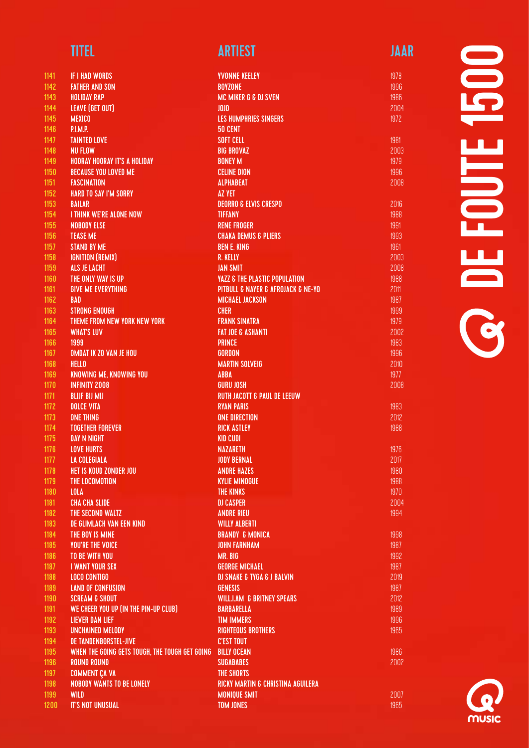| | TITEL | ARTIEST | JAAR |
|---|---|---|---|
| 1141 | IF I HAD WORDS | YVONNE KEELEY | 1978 |
| 1142 | FATHER AND SON | BOYZONE | 1996 |
| 1143 | HOLIDAY RAP | MC MIKER G & DJ SVEN | 1986 |
| 1144 | LEAVE (GET OUT) | JOJO | 2004 |
| 1145 | MEXICO | LES HUMPHRIES SINGERS | 1972 |
| 1146 | P.I.M.P. | 50 CENT | |
| 1147 | TAINTED LOVE | SOFT CELL | 1981 |
| 1148 | NU FLOW | BIG BROVAZ | 2003 |
| 1149 | HOORAY HOORAY IT'S A HOLIDAY | BONEY M | 1979 |
| 1150 | BECAUSE YOU LOVED ME | CELINE DION | 1996 |
| 1151 | FASCINATION | ALPHABEAT | 2008 |
| 1152 | HARD TO SAY I'M SORRY | AZ YET | |
| 1153 | BAILAR | DEORRO & ELVIS CRESPO | 2016 |
| 1154 | I THINK WE'RE ALONE NOW | TIFFANY | 1988 |
| 1155 | NOBODY ELSE | RENE FROGER | 1991 |
| 1156 | TEASE ME | CHAKA DEMUS & PLIERS | 1993 |
| 1157 | STAND BY ME | BEN E. KING | 1961 |
| 1158 | IGNITION (REMIX) | R. KELLY | 2003 |
| 1159 | ALS JE LACHT | JAN SMIT | 2008 |
| 1160 | THE ONLY WAY IS UP | YAZZ & THE PLASTIC POPULATION | 1988 |
| 1161 | GIVE ME EVERYTHING | PITBULL & NAYER & AFROJACK & NE-YO | 2011 |
| 1162 | BAD | MICHAEL JACKSON | 1987 |
| 1163 | STRONG ENOUGH | CHER | 1999 |
| 1164 | THEME FROM NEW YORK NEW YORK | FRANK SINATRA | 1979 |
| 1165 | WHAT'S LUV | FAT JOE & ASHANTI | 2002 |
| 1166 | 1999 | PRINCE | 1983 |
| 1167 | OMDAT IK ZO VAN JE HOU | GORDON | 1996 |
| 1168 | HELLO | MARTIN SOLVEIG | 2010 |
| 1169 | KNOWING ME, KNOWING YOU | ABBA | 1977 |
| 1170 | INFINITY 2008 | GURU JOSH | 2008 |
| 1171 | BLIJF BIJ MIJ | RUTH JACOTT & PAUL DE LEEUW | |
| 1172 | DOLCE VITA | RYAN PARIS | 1983 |
| 1173 | ONE THING | ONE DIRECTION | 2012 |
| 1174 | TOGETHER FOREVER | RICK ASTLEY | 1988 |
| 1175 | DAY N NIGHT | KID CUDI | |
| 1176 | LOVE HURTS | NAZARETH | 1976 |
| 1177 | LA COLEGIALA | JODY BERNAL | 2017 |
| 1178 | HET IS KOUD ZONDER JOU | ANDRE HAZES | 1980 |
| 1179 | THE LOCOMOTION | KYLIE MINOGUE | 1988 |
| 1180 | LOLA | THE KINKS | 1970 |
| 1181 | CHA CHA SLIDE | DJ CASPER | 2004 |
| 1182 | THE SECOND WALTZ | ANDRE RIEU | 1994 |
| 1183 | DE GLIMLACH VAN EEN KIND | WILLY ALBERTI | |
| 1184 | THE BOY IS MINE | BRANDY & MONICA | 1998 |
| 1185 | YOU'RE THE VOICE | JOHN FARNHAM | 1987 |
| 1186 | TO BE WITH YOU | MR. BIG | 1992 |
| 1187 | I WANT YOUR SEX | GEORGE MICHAEL | 1987 |
| 1188 | LOCO CONTIGO | DJ SNAKE & TYGA & J BALVIN | 2019 |
| 1189 | LAND OF CONFUSION | GENESIS | 1987 |
| 1190 | SCREAM & SHOUT | WILL.I.AM & BRITNEY SPEARS | 2012 |
| 1191 | WE CHEER YOU UP (IN THE PIN-UP CLUB) | BARBARELLA | 1989 |
| 1192 | LIEVER DAN LIEF | TIM IMMERS | 1996 |
| 1193 | UNCHAINED MELODY | RIGHTEOUS BROTHERS | 1965 |
| 1194 | DE TANDENBORSTEL-JIVE | C'EST TOUT | |
| 1195 | WHEN THE GOING GETS TOUGH, THE TOUGH GET GOING | BILLY OCEAN | 1986 |
| 1196 | ROUND ROUND | SUGABABES | 2002 |
| 1197 | COMMENT ÇA VA | THE SHORTS | |
| 1198 | NOBODY WANTS TO BE LONELY | RICKY MARTIN & CHRISTINA AGUILERA | |
| 1199 | WILD | MONIQUE SMIT | 2007 |
| 1200 | IT'S NOT UNUSUAL | TOM JONES | 1965 |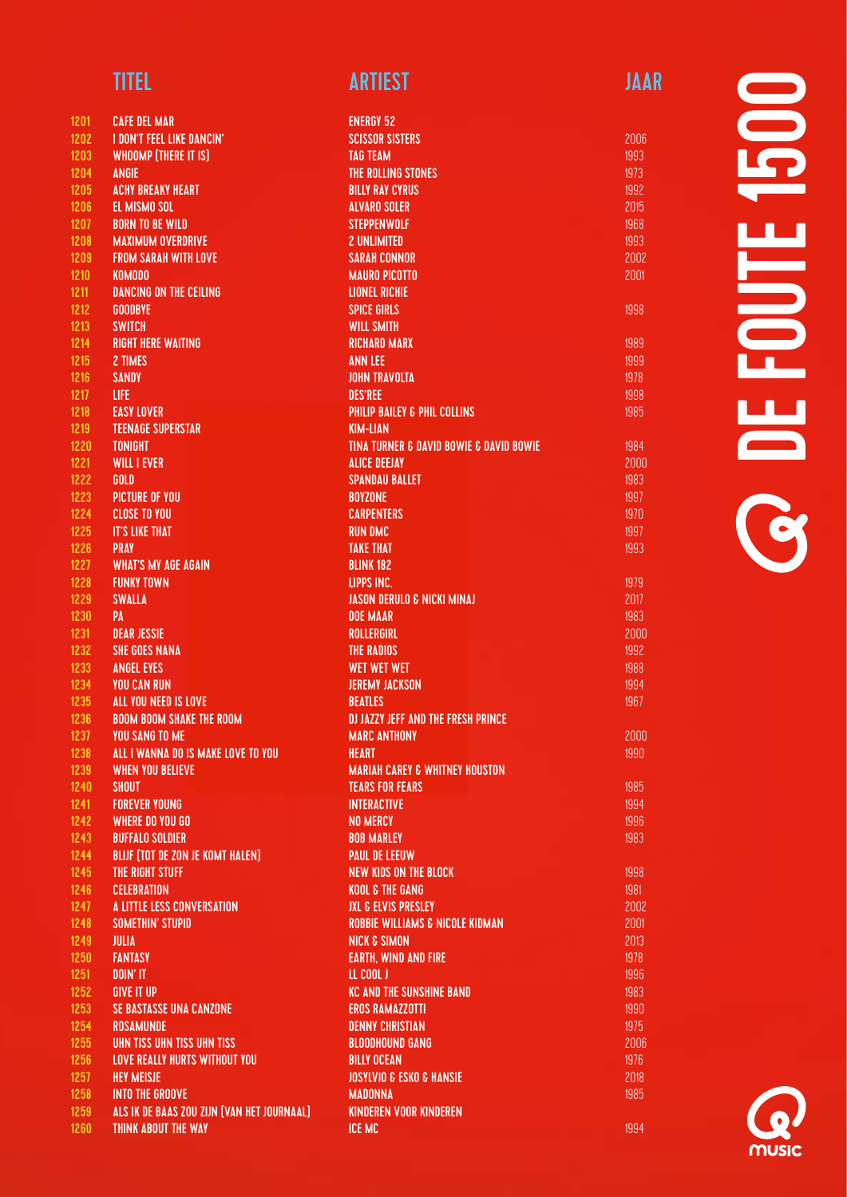# DE FOUTE 1500

| | TITEL | ARTIEST | JAAR |
|---|---|---|---|
| 1201 | CAFE DEL MAR | ENERGY 52 | |
| 1202 | I DON'T FEEL LIKE DANCIN' | SCISSOR SISTERS | 2006 |
| 1203 | WHOOMP (THERE IT IS) | TAG TEAM | 1993 |
| 1204 | ANGIE | THE ROLLING STONES | 1973 |
| 1205 | ACHY BREAKY HEART | BILLY RAY CYRUS | 1992 |
| 1206 | EL MISMO SOL | ALVARO SOLER | 2015 |
| 1207 | BORN TO BE WILD | STEPPENWOLF | 1968 |
| 1208 | MAXIMUM OVERDRIVE | 2 UNLIMITED | 1993 |
| 1209 | FROM SARAH WITH LOVE | SARAH CONNOR | 2002 |
| 1210 | KOMODO | MAURO PICOTTO | 2001 |
| 1211 | DANCING ON THE CEILING | LIONEL RICHIE | |
| 1212 | GOODBYE | SPICE GIRLS | 1998 |
| 1213 | SWITCH | WILL SMITH | |
| 1214 | RIGHT HERE WAITING | RICHARD MARX | 1989 |
| 1215 | 2 TIMES | ANN LEE | 1999 |
| 1216 | SANDY | JOHN TRAVOLTA | 1978 |
| 1217 | LIFE | DES'REE | 1998 |
| 1218 | EASY LOVER | PHILIP BAILEY & PHIL COLLINS | 1985 |
| 1219 | TEENAGE SUPERSTAR | KIM-LIAN | |
| 1220 | TONIGHT | TINA TURNER & DAVID BOWIE & DAVID BOWIE | 1984 |
| 1221 | WILL I EVER | ALICE DEEJAY | 2000 |
| 1222 | GOLD | SPANDAU BALLET | 1983 |
| 1223 | PICTURE OF YOU | BOYZONE | 1997 |
| 1224 | CLOSE TO YOU | CARPENTERS | 1970 |
| 1225 | IT'S LIKE THAT | RUN DMC | 1997 |
| 1226 | PRAY | TAKE THAT | 1993 |
| 1227 | WHAT'S MY AGE AGAIN | BLINK 182 | |
| 1228 | FUNKY TOWN | LIPPS INC. | 1979 |
| 1229 | SWALLA | JASON DERULO & NICKI MINAJ | 2017 |
| 1230 | PA | DOE MAAR | 1983 |
| 1231 | DEAR JESSIE | ROLLERGIRL | 2000 |
| 1232 | SHE GOES NANA | THE RADIOS | 1992 |
| 1233 | ANGEL EYES | WET WET WET | 1988 |
| 1234 | YOU CAN RUN | JEREMY JACKSON | 1994 |
| 1235 | ALL YOU NEED IS LOVE | BEATLES | 1967 |
| 1236 | BOOM BOOM SHAKE THE ROOM | DJ JAZZY JEFF AND THE FRESH PRINCE | |
| 1237 | YOU SANG TO ME | MARC ANTHONY | 2000 |
| 1238 | ALL I WANNA DO IS MAKE LOVE TO YOU | HEART | 1990 |
| 1239 | WHEN YOU BELIEVE | MARIAH CAREY & WHITNEY HOUSTON | |
| 1240 | SHOUT | TEARS FOR FEARS | 1985 |
| 1241 | FOREVER YOUNG | INTERACTIVE | 1994 |
| 1242 | WHERE DO YOU GO | NO MERCY | 1996 |
| 1243 | BUFFALO SOLDIER | BOB MARLEY | 1983 |
| 1244 | BLIJF (TOT DE ZON JE KOMT HALEN) | PAUL DE LEEUW | |
| 1245 | THE RIGHT STUFF | NEW KIDS ON THE BLOCK | 1998 |
| 1246 | CELEBRATION | KOOL & THE GANG | 1981 |
| 1247 | A LITTLE LESS CONVERSATION | JXL & ELVIS PRESLEY | 2002 |
| 1248 | SOMETHIN' STUPID | ROBBIE WILLIAMS & NICOLE KIDMAN | 2001 |
| 1249 | JULIA | NICK & SIMON | 2013 |
| 1250 | FANTASY | EARTH, WIND AND FIRE | 1978 |
| 1251 | DOIN' IT | LL COOL J | 1996 |
| 1252 | GIVE IT UP | KC AND THE SUNSHINE BAND | 1983 |
| 1253 | SE BASTASSE UNA CANZONE | EROS RAMAZZOTTI | 1990 |
| 1254 | ROSAMUNDE | DENNY CHRISTIAN | 1975 |
| 1255 | UHN TISS UHN TISS UHN TISS | BLOODHOUND GANG | 2006 |
| 1256 | LOVE REALLY HURTS WITHOUT YOU | BILLY OCEAN | 1976 |
| 1257 | HEY MEISJE | JOSYLVIO & ESKO & HANSIE | 2018 |
| 1258 | INTO THE GROOVE | MADONNA | 1985 |
| 1259 | ALS IK DE BAAS ZOU ZIJN (VAN HET JOURNAAL) | KINDEREN VOOR KINDEREN | |
| 1260 | THINK ABOUT THE WAY | ICE MC | 1994 |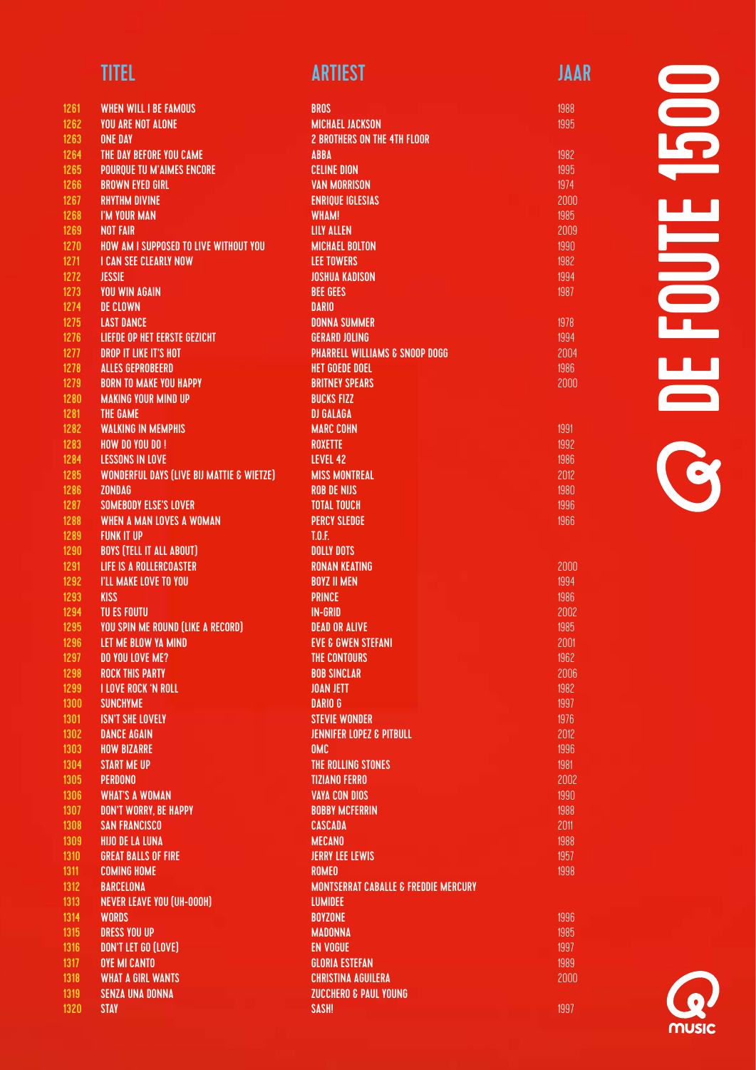| | TITEL | ARTIEST | JAAR |
|---|---|---|---|
| 1261 | WHEN WILL I BE FAMOUS | BROS | 1988 |
| 1262 | YOU ARE NOT ALONE | MICHAEL JACKSON | 1995 |
| 1263 | ONE DAY | 2 BROTHERS ON THE 4TH FLOOR | |
| 1264 | THE DAY BEFORE YOU CAME | ABBA | 1982 |
| 1265 | POURQUE TU M'AIMES ENCORE | CELINE DION | 1995 |
| 1266 | BROWN EYED GIRL | VAN MORRISON | 1974 |
| 1267 | RHYTHM DIVINE | ENRIQUE IGLESIAS | 2000 |
| 1268 | I'M YOUR MAN | WHAM! | 1985 |
| 1269 | NOT FAIR | LILY ALLEN | 2009 |
| 1270 | HOW AM I SUPPOSED TO LIVE WITHOUT YOU | MICHAEL BOLTON | 1990 |
| 1271 | I CAN SEE CLEARLY NOW | LEE TOWERS | 1982 |
| 1272 | JESSIE | JOSHUA KADISON | 1994 |
| 1273 | YOU WIN AGAIN | BEE GEES | 1987 |
| 1274 | DE CLOWN | DARIO | |
| 1275 | LAST DANCE | DONNA SUMMER | 1978 |
| 1276 | LIEFDE OP HET EERSTE GEZICHT | GERARD JOLING | 1994 |
| 1277 | DROP IT LIKE IT'S HOT | PHARRELL WILLIAMS & SNOOP DOGG | 2004 |
| 1278 | ALLES GEPROBEERD | HET GOEDE DOEL | 1986 |
| 1279 | BORN TO MAKE YOU HAPPY | BRITNEY SPEARS | 2000 |
| 1280 | MAKING YOUR MIND UP | BUCKS FIZZ | |
| 1281 | THE GAME | DJ GALAGA | |
| 1282 | WALKING IN MEMPHIS | MARC COHN | 1991 |
| 1283 | HOW DO YOU DO ! | ROXETTE | 1992 |
| 1284 | LESSONS IN LOVE | LEVEL 42 | 1986 |
| 1285 | WONDERFUL DAYS (LIVE BIJ MATTIE & WIETZE) | MISS MONTREAL | 2012 |
| 1286 | ZONDAG | ROB DE NIJS | 1980 |
| 1287 | SOMEBODY ELSE'S LOVER | TOTAL TOUCH | 1996 |
| 1288 | WHEN A MAN LOVES A WOMAN | PERCY SLEDGE | 1966 |
| 1289 | FUNK IT UP | T.O.F. | |
| 1290 | BOYS (TELL IT ALL ABOUT) | DOLLY DOTS | |
| 1291 | LIFE IS A ROLLERCOASTER | RONAN KEATING | 2000 |
| 1292 | I'LL MAKE LOVE TO YOU | BOYZ II MEN | 1994 |
| 1293 | KISS | PRINCE | 1986 |
| 1294 | TU ES FOUTU | IN-GRID | 2002 |
| 1295 | YOU SPIN ME ROUND (LIKE A RECORD) | DEAD OR ALIVE | 1985 |
| 1296 | LET ME BLOW YA MIND | EVE & GWEN STEFANI | 2001 |
| 1297 | DO YOU LOVE ME? | THE CONTOURS | 1962 |
| 1298 | ROCK THIS PARTY | BOB SINCLAR | 2006 |
| 1299 | I LOVE ROCK 'N ROLL | JOAN JETT | 1982 |
| 1300 | SUNCHYME | DARIO G | 1997 |
| 1301 | ISN'T SHE LOVELY | STEVIE WONDER | 1976 |
| 1302 | DANCE AGAIN | JENNIFER LOPEZ & PITBULL | 2012 |
| 1303 | HOW BIZARRE | OMC | 1996 |
| 1304 | START ME UP | THE ROLLING STONES | 1981 |
| 1305 | PERDONO | TIZIANO FERRO | 2002 |
| 1306 | WHAT'S A WOMAN | VAYA CON DIOS | 1990 |
| 1307 | DON'T WORRY, BE HAPPY | BOBBY MCFERRIN | 1988 |
| 1308 | SAN FRANCISCO | CASCADA | 2011 |
| 1309 | HIJO DE LA LUNA | MECANO | 1988 |
| 1310 | GREAT BALLS OF FIRE | JERRY LEE LEWIS | 1957 |
| 1311 | COMING HOME | ROMEO | 1998 |
| 1312 | BARCELONA | MONTSERRAT CABALLE & FREDDIE MERCURY | |
| 1313 | NEVER LEAVE YOU (UH-OOOH) | LUMIDEE | |
| 1314 | WORDS | BOYZONE | 1996 |
| 1315 | DRESS YOU UP | MADONNA | 1985 |
| 1316 | DON'T LET GO (LOVE) | EN VOGUE | 1997 |
| 1317 | OYE MI CANTO | GLORIA ESTEFAN | 1989 |
| 1318 | WHAT A GIRL WANTS | CHRISTINA AGUILERA | 2000 |
| 1319 | SENZA UNA DONNA | ZUCCHERO & PAUL YOUNG | |
| 1320 | STAY | SASH! | 1997 |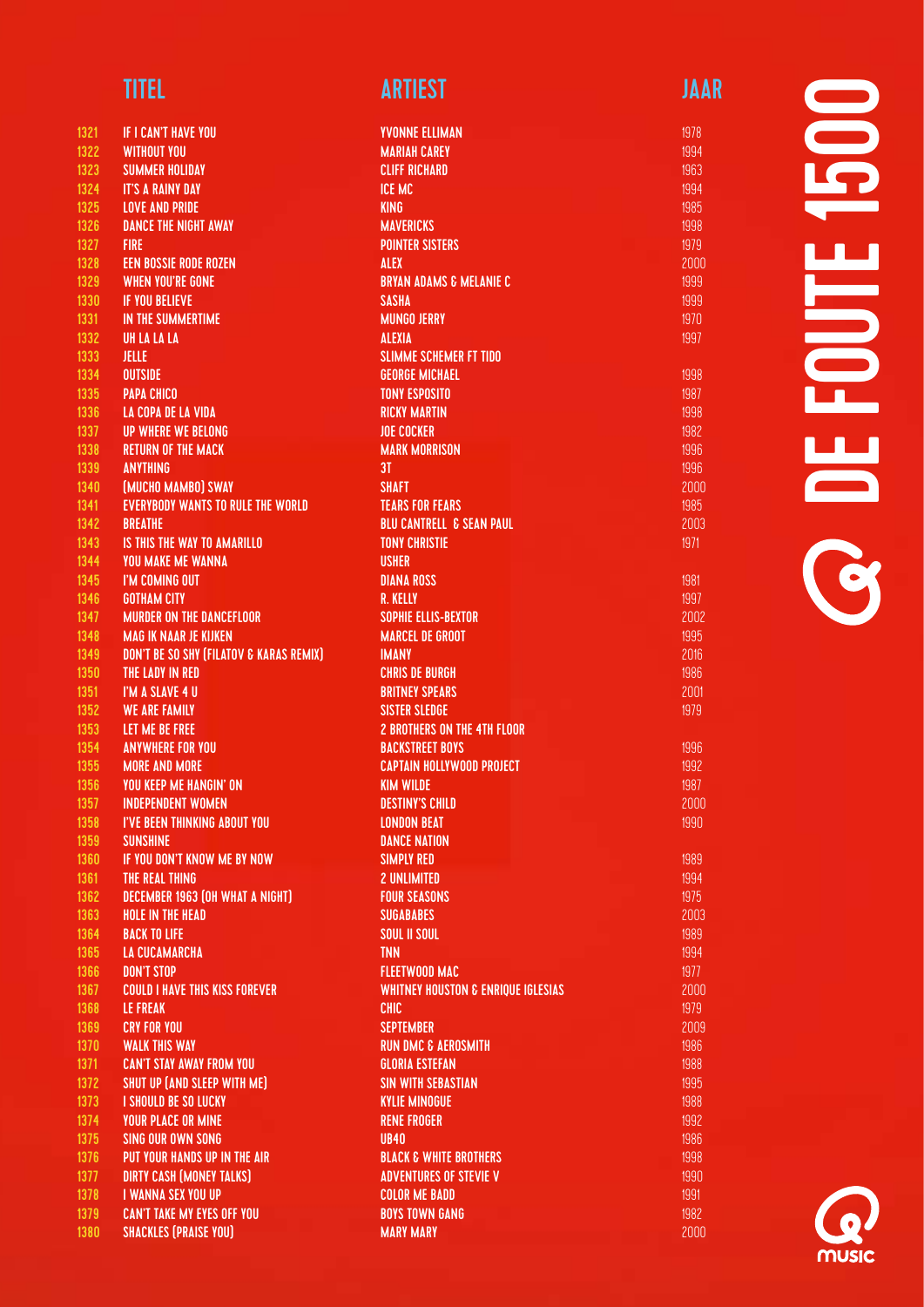| | TITEL | ARTIEST | JAAR |
|---|---|---|---|
| 1321 | IF I CAN'T HAVE YOU | YVONNE ELLIMAN | 1978 |
| 1322 | WITHOUT YOU | MARIAH CAREY | 1994 |
| 1323 | SUMMER HOLIDAY | CLIFF RICHARD | 1963 |
| 1324 | IT'S A RAINY DAY | ICE MC | 1994 |
| 1325 | LOVE AND PRIDE | KING | 1985 |
| 1326 | DANCE THE NIGHT AWAY | MAVERICKS | 1998 |
| 1327 | FIRE | POINTER SISTERS | 1979 |
| 1328 | EEN BOSSIE RODE ROZEN | ALEX | 2000 |
| 1329 | WHEN YOU'RE GONE | BRYAN ADAMS & MELANIE C | 1999 |
| 1330 | IF YOU BELIEVE | SASHA | 1999 |
| 1331 | IN THE SUMMERTIME | MUNGO JERRY | 1970 |
| 1332 | UH LA LA LA | ALEXIA | 1997 |
| 1333 | JELLE | SLIMME SCHEMER FT TIDO | |
| 1334 | OUTSIDE | GEORGE MICHAEL | 1998 |
| 1335 | PAPA CHICO | TONY ESPOSITO | 1987 |
| 1336 | LA COPA DE LA VIDA | RICKY MARTIN | 1998 |
| 1337 | UP WHERE WE BELONG | JOE COCKER | 1982 |
| 1338 | RETURN OF THE MACK | MARK MORRISON | 1996 |
| 1339 | ANYTHING | 3T | 1996 |
| 1340 | (MUCHO MAMBO) SWAY | SHAFT | 2000 |
| 1341 | EVERYBODY WANTS TO RULE THE WORLD | TEARS FOR FEARS | 1985 |
| 1342 | BREATHE | BLU CANTRELL & SEAN PAUL | 2003 |
| 1343 | IS THIS THE WAY TO AMARILLO | TONY CHRISTIE | 1971 |
| 1344 | YOU MAKE ME WANNA | USHER | |
| 1345 | I'M COMING OUT | DIANA ROSS | 1981 |
| 1346 | GOTHAM CITY | R. KELLY | 1997 |
| 1347 | MURDER ON THE DANCEFLOOR | SOPHIE ELLIS-BEXTOR | 2002 |
| 1348 | MAG IK NAAR JE KIJKEN | MARCEL DE GROOT | 1995 |
| 1349 | DON'T BE SO SHY (FILATOV & KARAS REMIX) | IMANY | 2016 |
| 1350 | THE LADY IN RED | CHRIS DE BURGH | 1986 |
| 1351 | I'M A SLAVE 4 U | BRITNEY SPEARS | 2001 |
| 1352 | WE ARE FAMILY | SISTER SLEDGE | 1979 |
| 1353 | LET ME BE FREE | 2 BROTHERS ON THE 4TH FLOOR | |
| 1354 | ANYWHERE FOR YOU | BACKSTREET BOYS | 1996 |
| 1355 | MORE AND MORE | CAPTAIN HOLLYWOOD PROJECT | 1992 |
| 1356 | YOU KEEP ME HANGIN' ON | KIM WILDE | 1987 |
| 1357 | INDEPENDENT WOMEN | DESTINY'S CHILD | 2000 |
| 1358 | I'VE BEEN THINKING ABOUT YOU | LONDON BEAT | 1990 |
| 1359 | SUNSHINE | DANCE NATION | |
| 1360 | IF YOU DON'T KNOW ME BY NOW | SIMPLY RED | 1989 |
| 1361 | THE REAL THING | 2 UNLIMITED | 1994 |
| 1362 | DECEMBER 1963 (OH WHAT A NIGHT) | FOUR SEASONS | 1975 |
| 1363 | HOLE IN THE HEAD | SUGABABES | 2003 |
| 1364 | BACK TO LIFE | SOUL II SOUL | 1989 |
| 1365 | LA CUCAMARCHA | TNN | 1994 |
| 1366 | DON'T STOP | FLEETWOOD MAC | 1977 |
| 1367 | COULD I HAVE THIS KISS FOREVER | WHITNEY HOUSTON & ENRIQUE IGLESIAS | 2000 |
| 1368 | LE FREAK | CHIC | 1979 |
| 1369 | CRY FOR YOU | SEPTEMBER | 2009 |
| 1370 | WALK THIS WAY | RUN DMC & AEROSMITH | 1986 |
| 1371 | CAN'T STAY AWAY FROM YOU | GLORIA ESTEFAN | 1988 |
| 1372 | SHUT UP (AND SLEEP WITH ME) | SIN WITH SEBASTIAN | 1995 |
| 1373 | I SHOULD BE SO LUCKY | KYLIE MINOGUE | 1988 |
| 1374 | YOUR PLACE OR MINE | RENE FROGER | 1992 |
| 1375 | SING OUR OWN SONG | UB40 | 1986 |
| 1376 | PUT YOUR HANDS UP IN THE AIR | BLACK & WHITE BROTHERS | 1998 |
| 1377 | DIRTY CASH (MONEY TALKS) | ADVENTURES OF STEVIE V | 1990 |
| 1378 | I WANNA SEX YOU UP | COLOR ME BADD | 1991 |
| 1379 | CAN'T TAKE MY EYES OFF YOU | BOYS TOWN GANG | 1982 |
| 1380 | SHACKLES (PRAISE YOU) | MARY MARY | 2000 |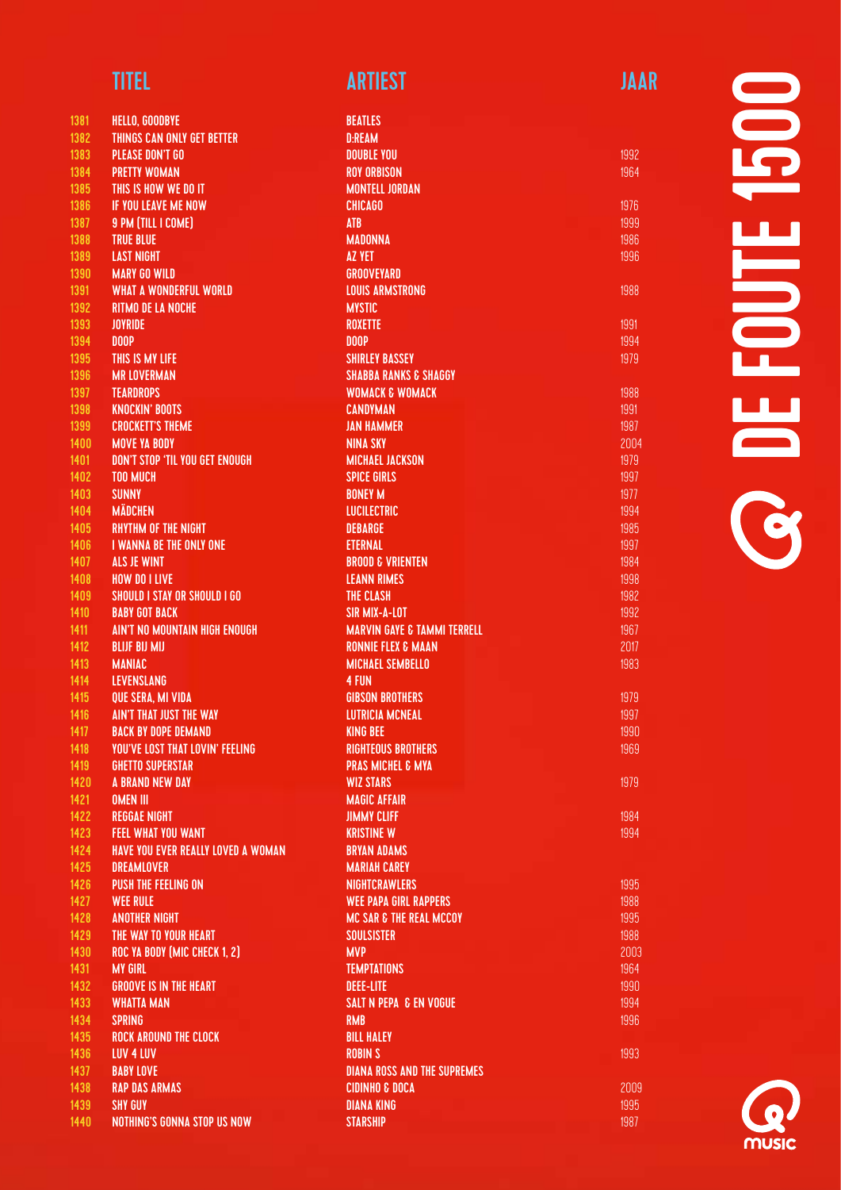| | TITEL | ARTIEST | JAAR |
|---|---|---|---|
| 1381 | HELLO, GOODBYE | BEATLES | |
| 1382 | THINGS CAN ONLY GET BETTER | D:REAM | |
| 1383 | PLEASE DON'T GO | DOUBLE YOU | 1992 |
| 1384 | PRETTY WOMAN | ROY ORBISON | 1964 |
| 1385 | THIS IS HOW WE DO IT | MONTELL JORDAN | |
| 1386 | IF YOU LEAVE ME NOW | CHICAGO | 1976 |
| 1387 | 9 PM (TILL I COME) | ATB | 1999 |
| 1388 | TRUE BLUE | MADONNA | 1986 |
| 1389 | LAST NIGHT | AZ YET | 1996 |
| 1390 | MARY GO WILD | GROOVEYARD | |
| 1391 | WHAT A WONDERFUL WORLD | LOUIS ARMSTRONG | 1988 |
| 1392 | RITMO DE LA NOCHE | MYSTIC | |
| 1393 | JOYRIDE | ROXETTE | 1991 |
| 1394 | DOOP | DOOP | 1994 |
| 1395 | THIS IS MY LIFE | SHIRLEY BASSEY | 1979 |
| 1396 | MR LOVERMAN | SHABBA RANKS & SHAGGY | |
| 1397 | TEARDROPS | WOMACK & WOMACK | 1988 |
| 1398 | KNOCKIN' BOOTS | CANDYMAN | 1991 |
| 1399 | CROCKETT'S THEME | JAN HAMMER | 1987 |
| 1400 | MOVE YA BODY | NINA SKY | 2004 |
| 1401 | DON'T STOP 'TIL YOU GET ENOUGH | MICHAEL JACKSON | 1979 |
| 1402 | TOO MUCH | SPICE GIRLS | 1997 |
| 1403 | SUNNY | BONEY M | 1977 |
| 1404 | MÄDCHEN | LUCILECTRIC | 1994 |
| 1405 | RHYTHM OF THE NIGHT | DEBARGE | 1985 |
| 1406 | I WANNA BE THE ONLY ONE | ETERNAL | 1997 |
| 1407 | ALS JE WINT | BROOD & VRIENTEN | 1984 |
| 1408 | HOW DO I LIVE | LEANN RIMES | 1998 |
| 1409 | SHOULD I STAY OR SHOULD I GO | THE CLASH | 1982 |
| 1410 | BABY GOT BACK | SIR MIX-A-LOT | 1992 |
| 1411 | AIN'T NO MOUNTAIN HIGH ENOUGH | MARVIN GAYE & TAMMI TERRELL | 1967 |
| 1412 | BLIJF BIJ MIJ | RONNIE FLEX & MAAN | 2017 |
| 1413 | MANIAC | MICHAEL SEMBELLO | 1983 |
| 1414 | LEVENSLANG | 4 FUN | |
| 1415 | QUE SERA, MI VIDA | GIBSON BROTHERS | 1979 |
| 1416 | AIN'T THAT JUST THE WAY | LUTRICIA MCNEAL | 1997 |
| 1417 | BACK BY DOPE DEMAND | KING BEE | 1990 |
| 1418 | YOU'VE LOST THAT LOVIN' FEELING | RIGHTEOUS BROTHERS | 1969 |
| 1419 | GHETTO SUPERSTAR | PRAS MICHEL & MYA | |
| 1420 | A BRAND NEW DAY | WIZ STARS | 1979 |
| 1421 | OMEN III | MAGIC AFFAIR | |
| 1422 | REGGAE NIGHT | JIMMY CLIFF | 1984 |
| 1423 | FEEL WHAT YOU WANT | KRISTINE W | 1994 |
| 1424 | HAVE YOU EVER REALLY LOVED A WOMAN | BRYAN ADAMS | |
| 1425 | DREAMLOVER | MARIAH CAREY | |
| 1426 | PUSH THE FEELING ON | NIGHTCRAWLERS | 1995 |
| 1427 | WEE RULE | WEE PAPA GIRL RAPPERS | 1988 |
| 1428 | ANOTHER NIGHT | MC SAR & THE REAL MCCOY | 1995 |
| 1429 | THE WAY TO YOUR HEART | SOULSISTER | 1988 |
| 1430 | ROC YA BODY (MIC CHECK 1, 2) | MVP | 2003 |
| 1431 | MY GIRL | TEMPTATIONS | 1964 |
| 1432 | GROOVE IS IN THE HEART | DEEE-LITE | 1990 |
| 1433 | WHATTA MAN | SALT N PEPA & EN VOGUE | 1994 |
| 1434 | SPRING | RMB | 1996 |
| 1435 | ROCK AROUND THE CLOCK | BILL HALEY | |
| 1436 | LUV 4 LUV | ROBIN S | 1993 |
| 1437 | BABY LOVE | DIANA ROSS AND THE SUPREMES | |
| 1438 | RAP DAS ARMAS | CIDINHO & DOCA | 2009 |
| 1439 | SHY GUY | DIANA KING | 1995 |
| 1440 | NOTHING'S GONNA STOP US NOW | STARSHIP | 1987 |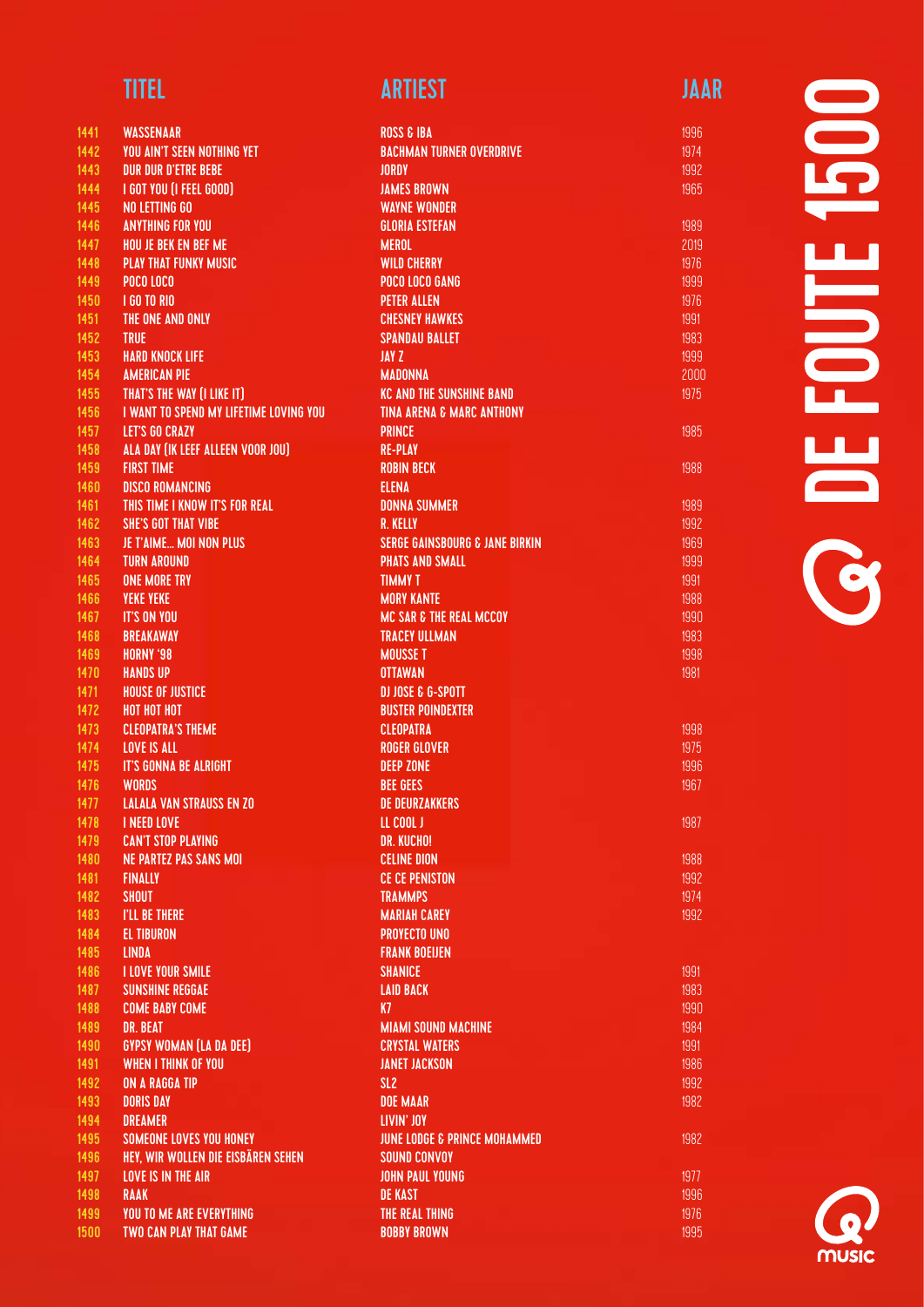| | TITEL | ARTIEST | JAAR |
|---|---|---|---|
| 1441 | WASSENAAR | ROSS & IBA | 1996 |
| 1442 | YOU AIN'T SEEN NOTHING YET | BACHMAN TURNER OVERDRIVE | 1974 |
| 1443 | DUR DUR D'ETRE BEBE | JORDY | 1992 |
| 1444 | I GOT YOU (I FEEL GOOD) | JAMES BROWN | 1965 |
| 1445 | NO LETTING GO | WAYNE WONDER | |
| 1446 | ANYTHING FOR YOU | GLORIA ESTEFAN | 1989 |
| 1447 | HOU JE BEK EN BEF ME | MEROL | 2019 |
| 1448 | PLAY THAT FUNKY MUSIC | WILD CHERRY | 1976 |
| 1449 | POCO LOCO | POCO LOCO GANG | 1999 |
| 1450 | I GO TO RIO | PETER ALLEN | 1976 |
| 1451 | THE ONE AND ONLY | CHESNEY HAWKES | 1991 |
| 1452 | TRUE | SPANDAU BALLET | 1983 |
| 1453 | HARD KNOCK LIFE | JAY Z | 1999 |
| 1454 | AMERICAN PIE | MADONNA | 2000 |
| 1455 | THAT'S THE WAY (I LIKE IT) | KC AND THE SUNSHINE BAND | 1975 |
| 1456 | I WANT TO SPEND MY LIFETIME LOVING YOU | TINA ARENA & MARC ANTHONY | |
| 1457 | LET'S GO CRAZY | PRINCE | 1985 |
| 1458 | ALA DAY (IK LEEF ALLEEN VOOR JOU) | RE-PLAY | |
| 1459 | FIRST TIME | ROBIN BECK | 1988 |
| 1460 | DISCO ROMANCING | ELENA | |
| 1461 | THIS TIME I KNOW IT'S FOR REAL | DONNA SUMMER | 1989 |
| 1462 | SHE'S GOT THAT VIBE | R. KELLY | 1992 |
| 1463 | JE T'AIME... MOI NON PLUS | SERGE GAINSBOURG & JANE BIRKIN | 1969 |
| 1464 | TURN AROUND | PHATS AND SMALL | 1999 |
| 1465 | ONE MORE TRY | TIMMY T | 1991 |
| 1466 | YEKE YEKE | MORY KANTE | 1988 |
| 1467 | IT'S ON YOU | MC SAR & THE REAL MCCOY | 1990 |
| 1468 | BREAKAWAY | TRACEY ULLMAN | 1983 |
| 1469 | HORNY '98 | MOUSSE T | 1998 |
| 1470 | HANDS UP | OTTAWAN | 1981 |
| 1471 | HOUSE OF JUSTICE | DJ JOSE & G-SPOTT | |
| 1472 | HOT HOT HOT | BUSTER POINDEXTER | |
| 1473 | CLEOPATRA'S THEME | CLEOPATRA | 1998 |
| 1474 | LOVE IS ALL | ROGER GLOVER | 1975 |
| 1475 | IT'S GONNA BE ALRIGHT | DEEP ZONE | 1996 |
| 1476 | WORDS | BEE GEES | 1967 |
| 1477 | LALALA VAN STRAUSS EN ZO | DE DEURZAKKERS | |
| 1478 | I NEED LOVE | LL COOL J | 1987 |
| 1479 | CAN'T STOP PLAYING | DR. KUCHO! | |
| 1480 | NE PARTEZ PAS SANS MOI | CELINE DION | 1988 |
| 1481 | FINALLY | CE CE PENISTON | 1992 |
| 1482 | SHOUT | TRAMMPS | 1974 |
| 1483 | I'LL BE THERE | MARIAH CAREY | 1992 |
| 1484 | EL TIBURON | PROYECTO UNO | |
| 1485 | LINDA | FRANK BOEIJEN | |
| 1486 | I LOVE YOUR SMILE | SHANICE | 1991 |
| 1487 | SUNSHINE REGGAE | LAID BACK | 1983 |
| 1488 | COME BABY COME | K7 | 1990 |
| 1489 | DR. BEAT | MIAMI SOUND MACHINE | 1984 |
| 1490 | GYPSY WOMAN (LA DA DEE) | CRYSTAL WATERS | 1991 |
| 1491 | WHEN I THINK OF YOU | JANET JACKSON | 1986 |
| 1492 | ON A RAGGA TIP | SL2 | 1992 |
| 1493 | DORIS DAY | DOE MAAR | 1982 |
| 1494 | DREAMER | LIVIN' JOY | |
| 1495 | SOMEONE LOVES YOU HONEY | JUNE LODGE & PRINCE MOHAMMED | 1982 |
| 1496 | HEY, WIR WOLLEN DIE EISBÄREN SEHEN | SOUND CONVOY | |
| 1497 | LOVE IS IN THE AIR | JOHN PAUL YOUNG | 1977 |
| 1498 | RAAK | DE KAST | 1996 |
| 1499 | YOU TO ME ARE EVERYTHING | THE REAL THING | 1976 |
| 1500 | TWO CAN PLAY THAT GAME | BOBBY BROWN | 1995 |

DE FOUTE 1500

Q MUSIC